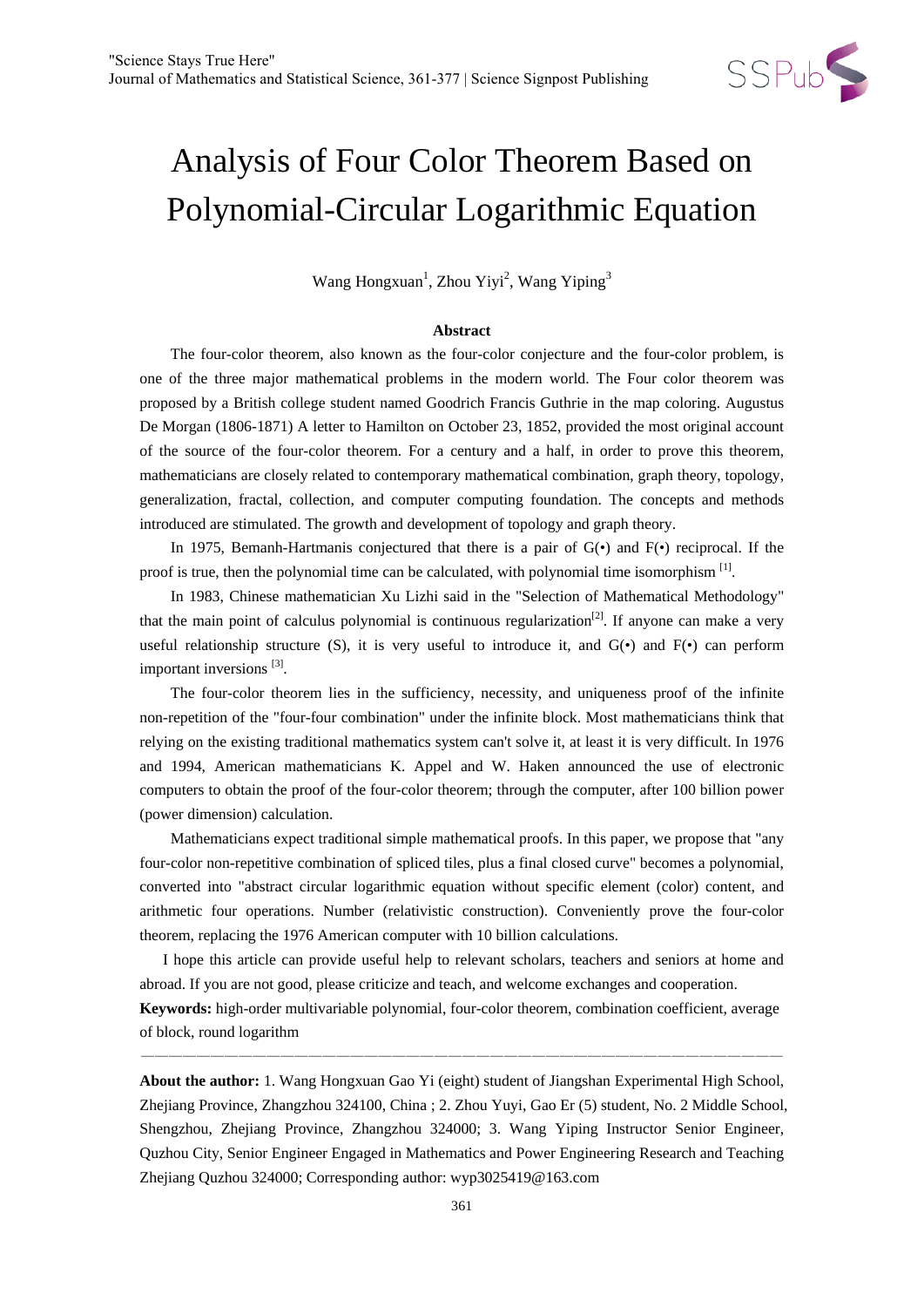# Analysis of Four Color Theorem Based on Polynomial-Circular Logarithmic Equation

Wang Hongxuan[1], Zhou Yiyi[2], Wang Yiping[3]

**Abstract**

The four-color theorem, also known as the four-color conjecture and the four-color problem, is one of the three major mathematical problems in the modern world. The Four color theorem was proposed by a British college student named Goodrich Francis Guthrie in the map coloring. Augustus De Morgan (1806-1871) A letter to Hamilton on October 23, 1852, provided the most original account of the source of the four-color theorem. For a century and a half, in order to prove this theorem, mathematicians are closely related to contemporary mathematical combination, graph theory, topology, generalization, fractal, collection, and computer computing foundation. The concepts and methods introduced are stimulated. The growth and development of topology and graph theory.

In 1975, Bemanh-Hartmanis conjectured that there is a pair of G(•) and F(•) reciprocal. If the proof is true, then the polynomial time can be calculated, with polynomial time isomorphism [1].

In 1983, Chinese mathematician Xu Lizhi said in the "Selection of Mathematical Methodology" that the main point of calculus polynomial is continuous regularization[2]. If anyone can make a very useful relationship structure (S), it is very useful to introduce it, and G(•) and F(•) can perform important inversions [3].

The four-color theorem lies in the sufficiency, necessity, and uniqueness proof of the infinite non-repetition of the "four-four combination" under the infinite block. Most mathematicians think that relying on the existing traditional mathematics system can't solve it, at least it is very difficult. In 1976 and 1994, American mathematicians K. Appel and W. Haken announced the use of electronic computers to obtain the proof of the four-color theorem; through the computer, after 100 billion power (power dimension) calculation.

Mathematicians expect traditional simple mathematical proofs. In this paper, we propose that "any four-color non-repetitive combination of spliced tiles, plus a final closed curve" becomes a polynomial, converted into "abstract circular logarithmic equation without specific element (color) content, and arithmetic four operations. Number (relativistic construction). Conveniently prove the four-color theorem, replacing the 1976 American computer with 10 billion calculations.

I hope this article can provide useful help to relevant scholars, teachers and seniors at home and abroad. If you are not good, please criticize and teach, and welcome exchanges and cooperation.

**Keywords:** high-order multivariable polynomial, four-color theorem, combination coefficient, average of block, round logarithm

---

**About the author:** 1. Wang Hongxuan Gao Yi (eight) student of Jiangshan Experimental High School, Zhejiang Province, Zhangzhou 324100, China ; 2. Zhou Yuyi, Gao Er (5) student, No. 2 Middle School, Shengzhou, Zhejiang Province, Zhangzhou 324000; 3. Wang Yiping Instructor Senior Engineer, Quzhou City, Senior Engineer Engaged in Mathematics and Power Engineering Research and Teaching Zhejiang Quzhou 324000; Corresponding author: wyp3025419@163.com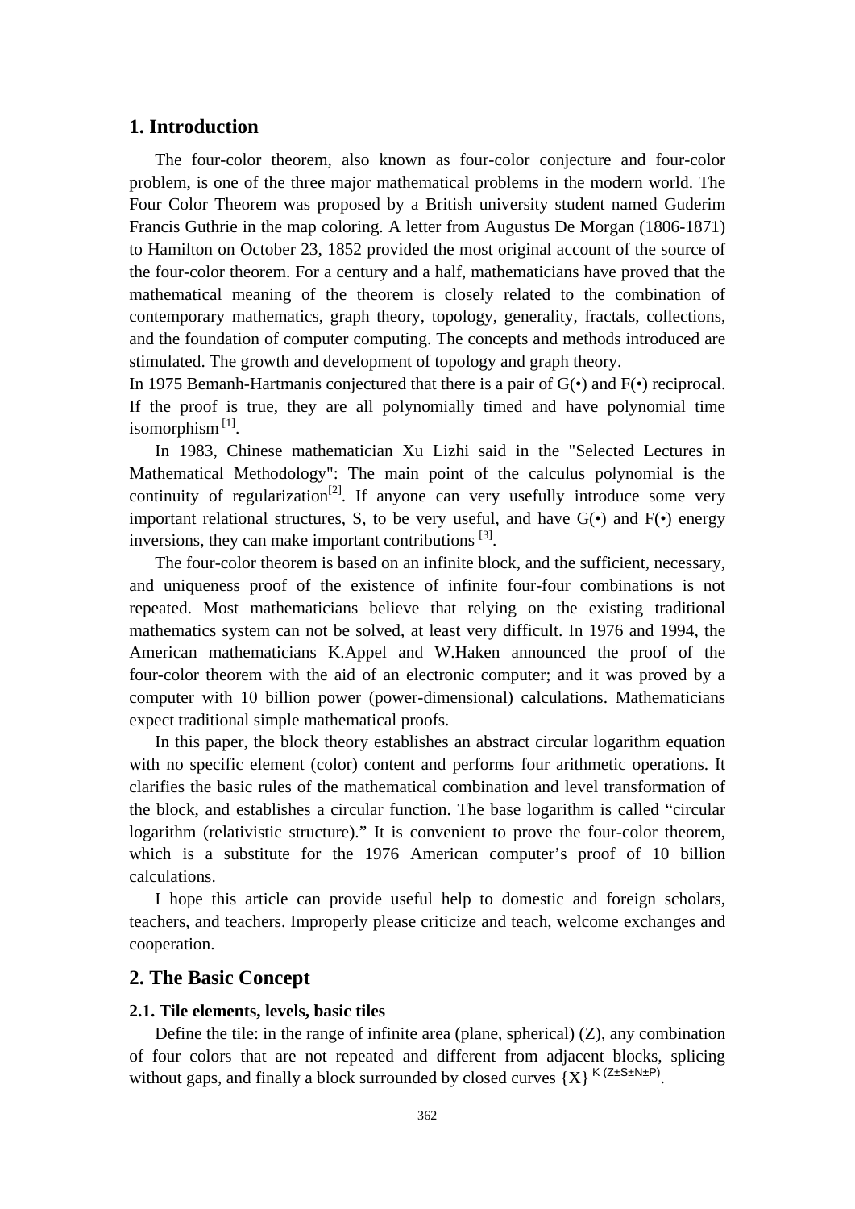## 1. Introduction

The four-color theorem, also known as four-color conjecture and four-color problem, is one of the three major mathematical problems in the modern world. The Four Color Theorem was proposed by a British university student named Guderim Francis Guthrie in the map coloring. A letter from Augustus De Morgan (1806-1871) to Hamilton on October 23, 1852 provided the most original account of the source of the four-color theorem. For a century and a half, mathematicians have proved that the mathematical meaning of the theorem is closely related to the combination of contemporary mathematics, graph theory, topology, generality, fractals, collections, and the foundation of computer computing. The concepts and methods introduced are stimulated. The growth and development of topology and graph theory.

In 1975 Bemanh-Hartmanis conjectured that there is a pair of G(•) and F(•) reciprocal. If the proof is true, they are all polynomially timed and have polynomial time isomorphism [1].

In 1983, Chinese mathematician Xu Lizhi said in the "Selected Lectures in Mathematical Methodology": The main point of the calculus polynomial is the continuity of regularization[2]. If anyone can very usefully introduce some very important relational structures, S, to be very useful, and have G(•) and F(•) energy inversions, they can make important contributions [3].

The four-color theorem is based on an infinite block, and the sufficient, necessary, and uniqueness proof of the existence of infinite four-four combinations is not repeated. Most mathematicians believe that relying on the existing traditional mathematics system can not be solved, at least very difficult. In 1976 and 1994, the American mathematicians K.Appel and W.Haken announced the proof of the four-color theorem with the aid of an electronic computer; and it was proved by a computer with 10 billion power (power-dimensional) calculations. Mathematicians expect traditional simple mathematical proofs.

In this paper, the block theory establishes an abstract circular logarithm equation with no specific element (color) content and performs four arithmetic operations. It clarifies the basic rules of the mathematical combination and level transformation of the block, and establishes a circular function. The base logarithm is called "circular logarithm (relativistic structure)." It is convenient to prove the four-color theorem, which is a substitute for the 1976 American computer's proof of 10 billion calculations.

I hope this article can provide useful help to domestic and foreign scholars, teachers, and teachers. Improperly please criticize and teach, welcome exchanges and cooperation.

## 2. The Basic Concept

### 2.1. Tile elements, levels, basic tiles

Define the tile: in the range of infinite area (plane, spherical) (Z), any combination of four colors that are not repeated and different from adjacent blocks, splicing without gaps, and finally a block surrounded by closed curves $\{X\}^{K(Z\pm S\pm N\pm P)}$.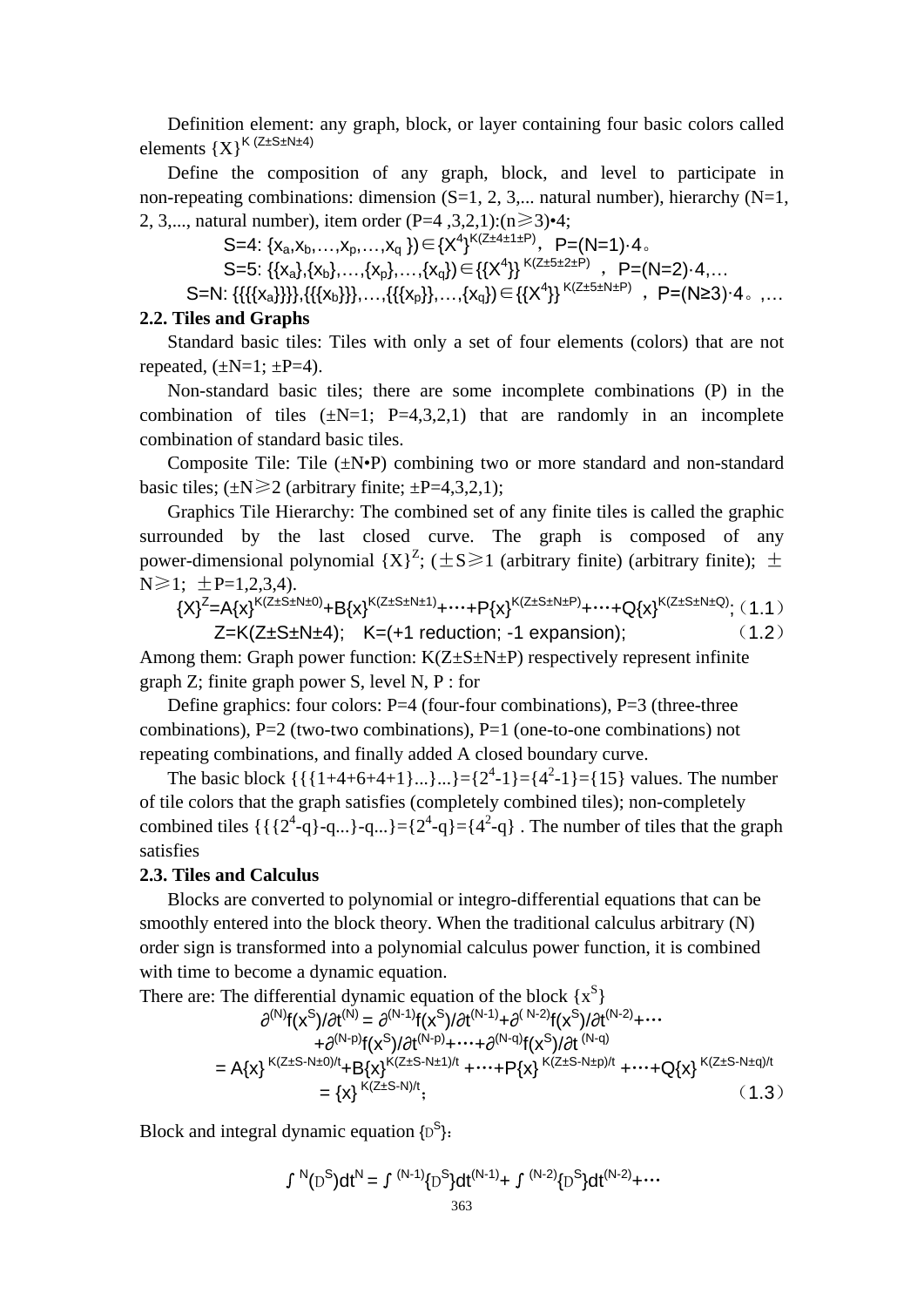Definition element: any graph, block, or layer containing four basic colors called elements $\{X\}^{K(Z\pm S\pm N\pm 4)}$

Define the composition of any graph, block, and level to participate in non-repeating combinations: dimension (S=1, 2, 3,... natural number), hierarchy (N=1, 2, 3,..., natural number), item order (P=4 ,3,2,1):(n≥3)•4;

$$S=4: \{x_a,x_b,\ldots,x_p,\ldots,x_q\})\in\{X^4\}^{K(Z\pm 4\pm 1\pm P)},\ P=(N=1)\cdot 4。$$

$$S=5: \{\{x_a\},\{x_b\},\ldots,\{x_p\},\ldots,\{x_q\}\}\in\{\{X^4\}\}^{K(Z\pm 5\pm 2\pm P)},\ P=(N=2)\cdot 4,\ldots$$

$$S=N: \{\{\{\{x_a\}\}\}\},\{\{\{x_b\}\}\},\ldots,\{\{\{x_p\}\},\ldots,\{x_q\}\})\in\{\{X^4\}\}^{K(Z\pm 5\pm N\pm P)},\ P=(N\geq 3)\cdot 4。,\ldots$$

**2.2. Tiles and Graphs**

Standard basic tiles: Tiles with only a set of four elements (colors) that are not repeated, (±N=1; ±P=4).

Non-standard basic tiles; there are some incomplete combinations (P) in the combination of tiles (±N=1; P=4,3,2,1) that are randomly in an incomplete combination of standard basic tiles.

Composite Tile: Tile (±N•P) combining two or more standard and non-standard basic tiles; (±N≥2 (arbitrary finite; ±P=4,3,2,1);

Graphics Tile Hierarchy: The combined set of any finite tiles is called the graphic surrounded by the last closed curve. The graph is composed of any power-dimensional polynomial $\{X\}^Z$; (±S≥1 (arbitrary finite) (arbitrary finite); ±N≥1; ±P=1,2,3,4).

$$\{X\}^Z=A\{x\}^{K(Z\pm S\pm N\pm 0)}+B\{x\}^{K(Z\pm S\pm N\pm 1)}+\cdots+P\{x\}^{K(Z\pm S\pm N\pm P)}+\cdots+Q\{x\}^{K(Z\pm S\pm N\pm Q)};\quad (1.1)$$

$$Z=K(Z\pm S\pm N\pm 4);\quad K=(+1\text{ reduction; }-1\text{ expansion});\quad (1.2)$$

Among them: Graph power function: K(Z±S±N±P) respectively represent infinite graph Z; finite graph power S, level N, P : for

Define graphics: four colors: P=4 (four-four combinations), P=3 (three-three combinations), P=2 (two-two combinations), P=1 (one-to-one combinations) not repeating combinations, and finally added A closed boundary curve.

The basic block $\{\{\{1+4+6+4+1\}...\}...\}=\{2^4-1\}=\{4^2-1\}=\{15\}$ values. The number of tile colors that the graph satisfies (completely combined tiles); non-completely combined tiles $\{\{\{2^4-q\}-q...\}-q...\}=\{2^4-q\}=\{4^2-q\}$ . The number of tiles that the graph satisfies

**2.3. Tiles and Calculus**

Blocks are converted to polynomial or integro-differential equations that can be smoothly entered into the block theory. When the traditional calculus arbitrary (N) order sign is transformed into a polynomial calculus power function, it is combined with time to become a dynamic equation.

There are: The differential dynamic equation of the block $\{x^S\}$

$$\partial^{(N)}f(x^S)/\partial t^{(N)} = \partial^{(N-1)}f(x^S)/\partial t^{(N-1)}+\partial^{(N-2)}f(x^S)/\partial t^{(N-2)}+\cdots$$
$$+\partial^{(N-p)}f(x^S)/\partial t^{(N-p)}+\cdots+\partial^{(N-q)}f(x^S)/\partial t^{(N-q)}$$
$$= A\{x\}^{K(Z\pm S-N\pm 0)/t}+B\{x\}^{K(Z\pm S-N\pm 1)/t}+\cdots+P\{x\}^{K(Z\pm S-N\pm p)/t}+\cdots+Q\{x\}^{K(Z\pm S-N\pm q)/t}$$
$$= \{x\}^{K(Z\pm S-N)/t};\quad (1.3)$$

Block and integral dynamic equation $\{D^S\}$:

$$\int^N (D^S)dt^N = \int^{(N-1)}\{D^S\}dt^{(N-1)}+\int^{(N-2)}\{D^S\}dt^{(N-2)}+\cdots$$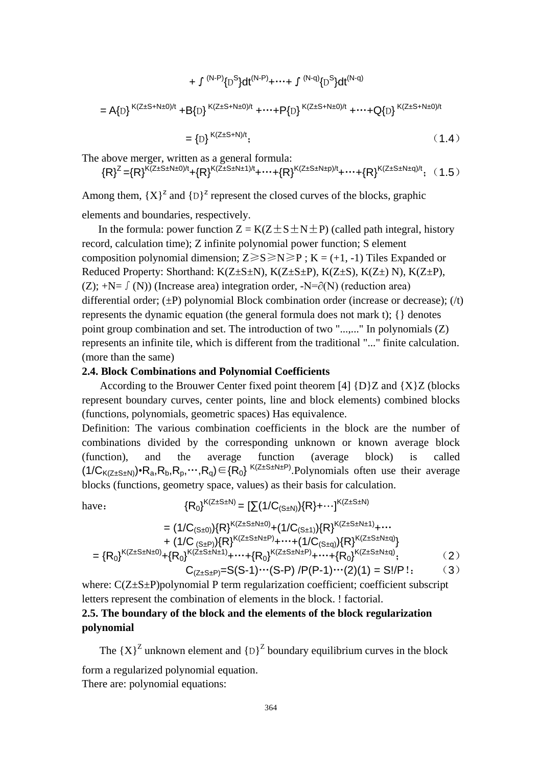$$+ \int^{(N-P)}\{D^S\}dt^{(N-P)}+\cdots+\int^{(N-q)}\{D^S\}dt^{(N-q)}$$

$$= A\{D\}^{K(Z\pm S+N\pm 0)/t} + B\{D\}^{K(Z\pm S+N\pm 0)/t} + \cdots + P\{D\}^{K(Z\pm S+N\pm 0)/t} + \cdots + Q\{D\}^{K(Z\pm S+N\pm 0)/t}$$

$$= \{D\}^{K(Z\pm S+N)/t}; \qquad (1.4)$$

The above merger, written as a general formula:

$$\{R\}^Z = \{R\}^{K(Z\pm S\pm N\pm 0)/t} + \{R\}^{K(Z\pm S\pm N\pm 1)/t} + \cdots + \{R\}^{K(Z\pm S\pm N\pm p)/t} + \cdots + \{R\}^{K(Z\pm S\pm N\pm q)/t}; \qquad (1.5)$$

Among them, $\{X\}^Z$ and $\{D\}^Z$ represent the closed curves of the blocks, graphic elements and boundaries, respectively.

In the formula: power function Z = K(Z±S±N±P) (called path integral, history record, calculation time); Z infinite polynomial power function; S element composition polynomial dimension; Z≥S≥N≥P ; K = (+1, -1) Tiles Expanded or Reduced Property: Shorthand: K(Z±S±N), K(Z±S±P), K(Z±S), K(Z±) N), K(Z±P), (Z); +N= ∫ (N)) (Increase area) integration order, -N=∂(N) (reduction area) differential order; (±P) polynomial Block combination order (increase or decrease); (/t) represents the dynamic equation (the general formula does not mark t); {} denotes point group combination and set. The introduction of two "...,..." In polynomials (Z) represents an infinite tile, which is different from the traditional "..." finite calculation. (more than the same)

**2.4. Block Combinations and Polynomial Coefficients**

According to the Brouwer Center fixed point theorem [4] {D}Z and {X}Z (blocks represent boundary curves, center points, line and block elements) combined blocks (functions, polynomials, geometric spaces) Has equivalence.

Definition: The various combination coefficients in the block are the number of combinations divided by the corresponding unknown or known average block (function), and the average function (average block) is called $(1/C_{K(Z\pm S\pm N)})\bullet R_a, R_b, R_p, \cdots, R_q) \in \{R_0\}^{K(Z\pm S\pm N\pm P)}$. Polynomials often use their average blocks (functions, geometry space, values) as their basis for calculation.

have:

$$\{R_0\}^{K(Z\pm S\pm N)} = [\sum(1/C_{(S\pm N)})\{R\}+\cdots]^{K(Z\pm S\pm N)}$$

$$= (1/C_{(S\pm 0)})\{R\}^{K(Z\pm S\pm N\pm 0)} + (1/C_{(S\pm 1)})\{R\}^{K(Z\pm S\pm N\pm 1)} + \cdots$$

$$+ (1/C_{(S\pm P)})\{R\}^{K(Z\pm S\pm N\pm P)} + \cdots + (1/C_{(S\pm q)})\{R\}^{K(Z\pm S\pm N\pm q)}\}$$

$$= \{R_0\}^{K(Z\pm S\pm N\pm 0)} + \{R_0\}^{K(Z\pm S\pm N\pm 1)} + \cdots + \{R_0\}^{K(Z\pm S\pm N\pm P)} + \cdots + \{R_0\}^{K(Z\pm S\pm N\pm q)}; \qquad (2)$$

$$C_{(Z\pm S\pm P)} = S(S-1)\cdots(S-P)/P(P-1)\cdots(2)(1) = S!/P!; \qquad (3)$$

where: C(Z±S±P)polynomial P term regularization coefficient; coefficient subscript letters represent the combination of elements in the block. ! factorial.

**2.5. The boundary of the block and the elements of the block regularization polynomial**

The $\{X\}^Z$ unknown element and $\{D\}^Z$ boundary equilibrium curves in the block form a regularized polynomial equation.

There are: polynomial equations: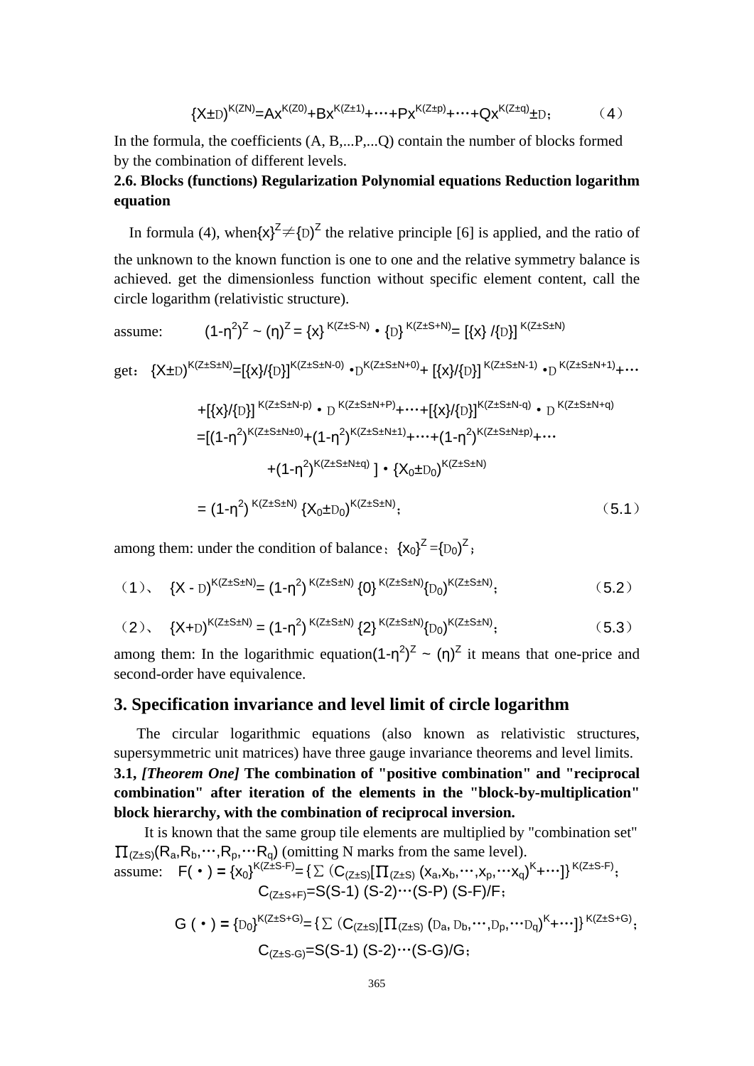$$\{X \pm D\}^{K(ZN)} = Ax^{K(Z0)} + Bx^{K(Z\pm1)} + \cdots + Px^{K(Z\pm p)} + \cdots + Qx^{K(Z\pm q)} \pm D; \quad (4)$$

In the formula, the coefficients (A, B,...P,...Q) contain the number of blocks formed by the combination of different levels.

**2.6. Blocks (functions) Regularization Polynomial equations Reduction logarithm equation**

In formula (4), when $\{x\}^Z \neq \{D\}^Z$ the relative principle [6] is applied, and the ratio of the unknown to the known function is one to one and the relative symmetry balance is achieved. get the dimensionless function without specific element content, call the circle logarithm (relativistic structure).

assume: $(1-\eta^2)^Z \sim (\eta)^Z = \{x\}^{K(Z\pm S-N)} \cdot \{D\}^{K(Z\pm S+N)} = [\{x\}/\{D\}]^{K(Z\pm S\pm N)}$

get: $\{X \pm D\}^{K(Z\pm S\pm N)} = [\{x\}/\{D\}]^{K(Z\pm S\pm N-0)} \cdot D^{K(Z\pm S\pm N+0)} + [\{x\}/\{D\}]^{K(Z\pm S\pm N-1)} \cdot D^{K(Z\pm S\pm N+1)} + \cdots$

$$+[\{x\}/\{D\}]^{K(Z\pm S\pm N-p)} \cdot D^{K(Z\pm S\pm N+P)} + \cdots + [\{x\}/\{D\}]^{K(Z\pm S\pm N-q)} \cdot D^{K(Z\pm S\pm N+q)}$$

$$= [(1-\eta^2)^{K(Z\pm S\pm N\pm 0)} + (1-\eta^2)^{K(Z\pm S\pm N\pm 1)} + \cdots + (1-\eta^2)^{K(Z\pm S\pm N\pm p)} + \cdots$$

$$+(1-\eta^2)^{K(Z\pm S\pm N\pm q)}] \cdot \{X_0 \pm D_0\}^{K(Z\pm S\pm N)}$$

$$= (1-\eta^2)^{K(Z\pm S\pm N)} \{X_0 \pm D_0\}^{K(Z\pm S\pm N)}; \quad (5.1)$$

among them: under the condition of balance: $\{x_0\}^Z = \{D_0\}^Z$;

(1)、 $\{X - D\}^{K(Z\pm S\pm N)} = (1-\eta^2)^{K(Z\pm S\pm N)} \{0\}^{K(Z\pm S\pm N)} \{D_0\}^{K(Z\pm S\pm N)}$; (5.2)

(2)、 $\{X + D\}^{K(Z\pm S\pm N)} = (1-\eta^2)^{K(Z\pm S\pm N)} \{2\}^{K(Z\pm S\pm N)} \{D_0\}^{K(Z\pm S\pm N)}$; (5.3)

among them: In the logarithmic equation $(1-\eta^2)^Z \sim (\eta)^Z$ it means that one-price and second-order have equivalence.

## 3. Specification invariance and level limit of circle logarithm

The circular logarithmic equations (also known as relativistic structures, supersymmetric unit matrices) have three gauge invariance theorems and level limits.

**3.1, *[Theorem One]* The combination of "positive combination" and "reciprocal combination" after iteration of the elements in the "block-by-multiplication" block hierarchy, with the combination of reciprocal inversion.**

It is known that the same group tile elements are multiplied by "combination set" $\prod_{(Z\pm S)}(R_a, R_b, \cdots, R_p, \cdots R_q)$ (omitting N marks from the same level).

assume: $F(\cdot) = \{x_0\}^{K(Z\pm S-F)} = \{\sum(C_{(Z\pm S)}[\prod_{(Z\pm S)}(x_a, x_b, \cdots, x_p, \cdots x_q)^K + \cdots]\}^{K(Z\pm S-F)}$;

$$C_{(Z\pm S+F)} = S(S-1)(S-2)\cdots(S-P)(S-F)/F;$$

$$G(\cdot) = \{D_0\}^{K(Z\pm S+G)} = \{\sum(C_{(Z\pm S)}[\prod_{(Z\pm S)}(D_a, D_b, \cdots, D_p, \cdots D_q)^K + \cdots]\}^{K(Z\pm S+G)};$$

$$C_{(Z\pm S-G)} = S(S-1)(S-2)\cdots(S-G)/G;$$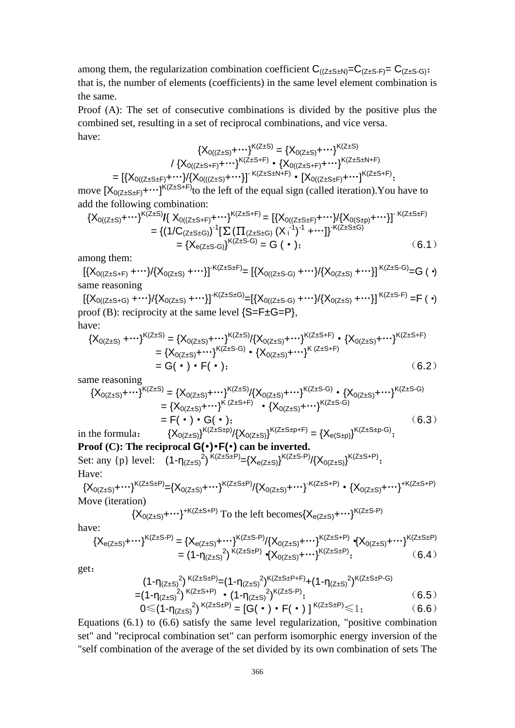among them, the regularization combination coefficient $C_{((Z\pm S\pm N)}=C_{(Z\pm S-F)}=C_{(Z\pm S-G)}$; that is, the number of elements (coefficients) in the same level element combination is the same.

Proof (A): The set of consecutive combinations is divided by the positive plus the combined set, resulting in a set of reciprocal combinations, and vice versa.

have:

$$\{X_{0((Z\pm S)}+\cdots\}^{K(Z\pm S)} = \{X_{0(Z\pm S)}+\cdots\}^{K(Z\pm S)}$$
$$/\ \{X_{0((Z\pm S+F)}+\cdots\}^{K(Z\pm S+F)} \bullet \{X_{0((Z\pm S+F)}+\cdots\}^{K(Z\pm S\pm N+F)}$$
$$= [\{X_{0((Z\pm S\pm F)}+\cdots\}/\{X_{0(((Z\pm S)}+\cdots\}]^{-K(Z\pm S\pm N+F)} \bullet [X_{0((Z\pm S\pm F)}+\cdots]^{K(Z\pm S+F)};$$

move $[X_{0(Z\pm S\pm F)}+\cdots]^{K(Z\pm S+F)}$ to the left of the equal sign (called iteration).You have to add the following combination:

$$\{X_{0((Z\pm S)}+\cdots\}^{K(Z\pm S)}/\{X_{0((Z\pm S+F)}+\cdots\}^{K(Z\pm S+F)} = [\{X_{0((Z\pm S\pm F)}+\cdots\}/\{X_{0(S\pm p)}+\cdots\}]^{-K(Z\pm S\pm F)}$$
$$= \{(1/C_{(Z\pm S\pm G)})^{-1}[\Sigma(\Pi_{(Z\pm S\pm G)}(X_i^{-1})^{-1}+\cdots]\}^{-K(Z\pm S\pm G)}$$
$$= \{X_{e(Z\pm S-G)}\}^{K(Z\pm S-G)} = G(\bullet); \tag{6.1}$$

among them:

$[\{X_{0((Z\pm S+F)}+\cdots\}/\{X_{0(Z\pm S)}+\cdots\}]^{-K(Z\pm S\pm F)}=[\{X_{0((Z\pm S-G)}+\cdots\}/\{X_{0(Z\pm S)}+\cdots\}]^{K(Z\pm S-G)}=G(\bullet)$

same reasoning

$[\{X_{0((Z\pm S+G)}+\cdots\}/\{X_{0(Z\pm S)}+\cdots\}]^{-K(Z\pm S\pm G)}=[\{X_{0((Z\pm S-G)}+\cdots\}/\{X_{0(Z\pm S)}+\cdots\}]^{K(Z\pm S-F)}=F(\bullet)$

proof (B): reciprocity at the same level $\{S=F\pm G=P\}$,

have:

$$\{X_{0(Z\pm S)}+\cdots\}^{K(Z\pm S)} = \{X_{0(Z\pm S)}+\cdots\}^{K(Z\pm S)}/\{X_{0(Z\pm S)}+\cdots\}^{K(Z\pm S+F)} \bullet \{X_{0(Z\pm S)}+\cdots\}^{K(Z\pm S+F)}$$
$$= \{X_{0(Z\pm S)}+\cdots\}^{K(Z\pm S-G)} \bullet \{X_{0(Z\pm S)}+\cdots\}^{K(Z\pm S+F)}$$
$$= G(\bullet)\bullet F(\bullet); \tag{6.2}$$

same reasoning

$$\{X_{0(Z\pm S)}+\cdots\}^{K(Z\pm S)} = \{X_{0(Z\pm S)}+\cdots\}^{K(Z\pm S)}/\{X_{0(Z\pm S)}+\cdots\}^{K(Z\pm S-G)} \bullet \{X_{0(Z\pm S)}+\cdots\}^{K(Z\pm S-G)}$$
$$= \{X_{0(Z\pm S)}+\cdots\}^{K(Z\pm S+F)} \bullet \{X_{0(Z\pm S)}+\cdots\}^{K(Z\pm S-G)}$$
$$= F(\bullet)\bullet G(\bullet); \tag{6.3}$$

in the formula: $\{X_{0(Z\pm S)}\}^{K(Z\pm S\pm p)}/\{X_{0(Z\pm S)}\}^{K(Z\pm S\pm p+F)} = \{X_{e(S\pm p)}\}^{K(Z\pm S\pm p-G)}$;

**Proof (C): The reciprocal $G(\bullet)\bullet F(\bullet)$ can be inverted.**

Set: any {p} level: $(1-\eta_{(Z\pm S)}^{2})^{K(Z\pm S\pm P)}=\{X_{e(Z\pm S)}\}^{K(Z\pm S-P)}/\{X_{0(Z\pm S)}\}^{K(Z\pm S+P)}$;

Have:

$\{X_{0(Z\pm S)}+\cdots\}^{K(Z\pm S\pm P)}=\{X_{0(Z\pm S)}+\cdots\}^{K(Z\pm S\pm P)}/\{X_{0(Z\pm S)}+\cdots\}^{-K(Z\pm S+P)} \bullet \{X_{0(Z\pm S)}+\cdots\}^{+K(Z\pm S+P)}$

Move (iteration)

$\{X_{0(Z\pm S)}+\cdots\}^{+K(Z\pm S+P)}$ To the left becomes $\{X_{e(Z\pm S)}+\cdots\}^{K(Z\pm S-P)}$

have:

$$\{X_{e(Z\pm S)}+\cdots\}^{K(Z\pm S-P)} = \{X_{e(Z\pm S)}+\cdots\}^{K(Z\pm S-P)}/\{X_{0(Z\pm S)}+\cdots\}^{K(Z\pm S+P)} \bullet \{X_{0(Z\pm S)}+\cdots\}^{K(Z\pm S\pm P)}$$
$$= (1-\eta_{(Z\pm S)}^{2})^{K(Z\pm S\pm P)} \bullet \{X_{0(Z\pm S)}+\cdots\}^{K(Z\pm S\pm P)}; \tag{6.4}$$

get:

$$(1-\eta_{(Z\pm S)}^{2})^{K(Z\pm S\pm P)}=(1-\eta_{(Z\pm S)}^{2})^{K(Z\pm S\pm P+F)}+(1-\eta_{(Z\pm S)}^{2})^{K(Z\pm S\pm P-G)}$$
$$=(1-\eta_{(Z\pm S)}^{2})^{K(Z\pm S+P)} \bullet (1-\eta_{(Z\pm S)}^{2})^{K(Z\pm S-P)}; \tag{6.5}$$
$$0\leqslant(1-\eta_{(Z\pm S)}^{2})^{K(Z\pm S\pm P)} = [G(\bullet)\bullet F(\bullet)]^{K(Z\pm S\pm P)}\leqslant 1; \tag{6.6}$$

Equations (6.1) to (6.6) satisfy the same level regularization, "positive combination set" and "reciprocal combination set" can perform isomorphic energy inversion of the "self combination of the average of the set divided by its own combination of sets The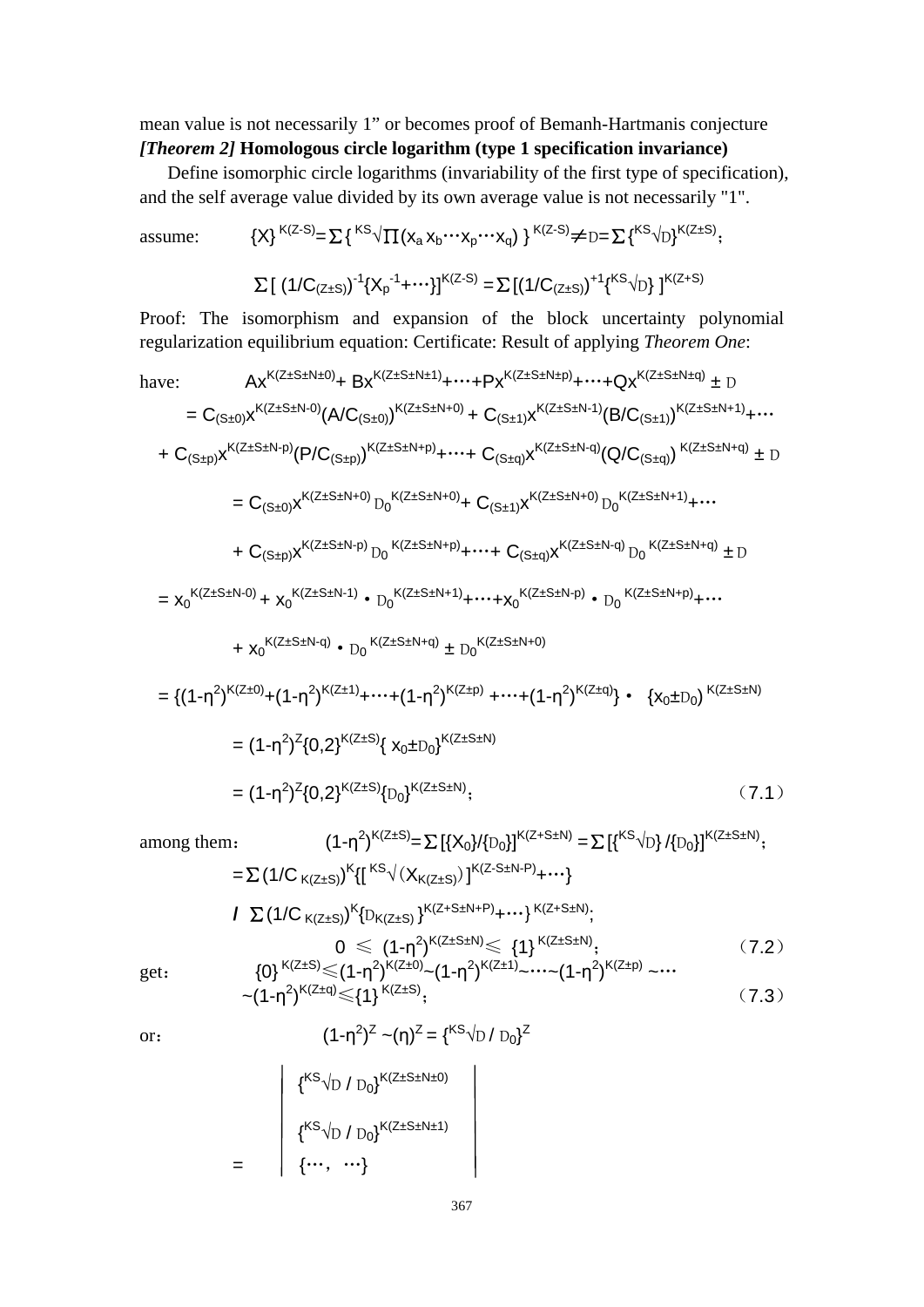mean value is not necessarily 1" or becomes proof of Bemanh-Hartmanis conjecture

***[Theorem 2]* Homologous circle logarithm (type 1 specification invariance)**

Define isomorphic circle logarithms (invariability of the first type of specification), and the self average value divided by its own average value is not necessarily "1".

assume: $\{X\}^{K(Z-S)}=\sum\{{}^{KS}\sqrt{\prod(x_a x_b\cdots x_p\cdots x_q)}\}^{K(Z-S)}\neq D=\sum\{{}^{KS}\sqrt{D}\}^{K(Z\pm S)}$;

$$\sum[(1/C_{(Z\pm S)})^{-1}\{X_p{}^{-1}+\cdots\}]^{K(Z-S)}=\sum[(1/C_{(Z\pm S)})^{+1}\{{}^{KS}\sqrt{D}\}]^{K(Z+S)}$$

Proof: The isomorphism and expansion of the block uncertainty polynomial regularization equilibrium equation: Certificate: Result of applying *Theorem One*:

have:

$$Ax^{K(Z\pm S\pm N\pm 0)}+Bx^{K(Z\pm S\pm N\pm 1)}+\cdots+Px^{K(Z\pm S\pm N\pm p)}+\cdots+Qx^{K(Z\pm S\pm N\pm q)}\pm D$$

$$=C_{(S\pm 0)}x^{K(Z\pm S\pm N-0)}(A/C_{(S\pm 0)})^{K(Z\pm S\pm N+0)}+C_{(S\pm 1)}x^{K(Z\pm S\pm N-1)}(B/C_{(S\pm 1)})^{K(Z\pm S\pm N+1)}+\cdots$$

$$+C_{(S\pm p)}x^{K(Z\pm S\pm N-p)}(P/C_{(S\pm p)})^{K(Z\pm S\pm N+p)}+\cdots+C_{(S\pm q)}x^{K(Z\pm S\pm N-q)}(Q/C_{(S\pm q)})^{K(Z\pm S\pm N+q)}\pm D$$

$$=C_{(S\pm 0)}x^{K(Z\pm S\pm N+0)}D_0{}^{K(Z\pm S\pm N+0)}+C_{(S\pm 1)}x^{K(Z\pm S\pm N+0)}D_0{}^{K(Z\pm S\pm N+1)}+\cdots$$

$$+C_{(S\pm p)}x^{K(Z\pm S\pm N-p)}D_0{}^{K(Z\pm S\pm N+p)}+\cdots+C_{(S\pm q)}x^{K(Z\pm S\pm N-q)}D_0{}^{K(Z\pm S\pm N+q)}\pm D$$

$$=x_0{}^{K(Z\pm S\pm N-0)}+x_0{}^{K(Z\pm S\pm N-1)}\cdot D_0{}^{K(Z\pm S\pm N+1)}+\cdots+x_0{}^{K(Z\pm S\pm N-p)}\cdot D_0{}^{K(Z\pm S\pm N+p)}+\cdots$$

$$+x_0{}^{K(Z\pm S\pm N-q)}\cdot D_0{}^{K(Z\pm S\pm N+q)}\pm D_0{}^{K(Z\pm S\pm N+0)}$$

$$=\{(1-\eta^2)^{K(Z\pm 0)}+(1-\eta^2)^{K(Z\pm 1)}+\cdots+(1-\eta^2)^{K(Z\pm p)}+\cdots+(1-\eta^2)^{K(Z\pm q)}\}\cdot\{x_0\pm D_0\}^{K(Z\pm S\pm N)}$$

$$=(1-\eta^2)^Z\{0,2\}^{K(Z\pm S)}\{x_0\pm D_0\}^{K(Z\pm S\pm N)}$$

$$=(1-\eta^2)^Z\{0,2\}^{K(Z\pm S)}\{D_0\}^{K(Z\pm S\pm N)};\qquad(7.1)$$

among them: $(1-\eta^2)^{K(Z\pm S)}=\sum[\{X_0\}/\{D_0\}]^{K(Z+S\pm N)}=\sum[\{{}^{KS}\sqrt{D}\}/\{D_0\}]^{K(Z\pm S\pm N)}$;

$$=\sum(1/C_{K(Z\pm S)})^K\{[{}^{KS}\sqrt{(X_{K(Z\pm S)})}]^{K(Z-S\pm N-P)}+\cdots\}$$

$$/\ \sum(1/C_{K(Z\pm S)})^K\{D_{K(Z\pm S)}\}^{K(Z+S\pm N+P)}+\cdots\}^{K(Z+S\pm N)};$$

$$0\leqslant(1-\eta^2)^{K(Z\pm S\pm N)}\leqslant\{1\}^{K(Z\pm S\pm N)};\qquad(7.2)$$

get: $\{0\}^{K(Z\pm S)}\leqslant(1-\eta^2)^{K(Z\pm 0)}\sim(1-\eta^2)^{K(Z\pm 1)}\sim\cdots\sim(1-\eta^2)^{K(Z\pm p)}\sim\cdots$

$$\sim(1-\eta^2)^{K(Z\pm q)}\leqslant\{1\}^{K(Z\pm S)};\qquad(7.3)$$

or: $(1-\eta^2)^Z\sim(\eta)^Z=\{{}^{KS}\sqrt{D}/D_0\}^Z$

$$=\begin{vmatrix}\{{}^{KS}\sqrt{D}/D_0\}^{K(Z\pm S\pm N\pm 0)}\\ \{{}^{KS}\sqrt{D}/D_0\}^{K(Z\pm S\pm N\pm 1)}\\ \{\cdots,\ \cdots\}\end{vmatrix}$$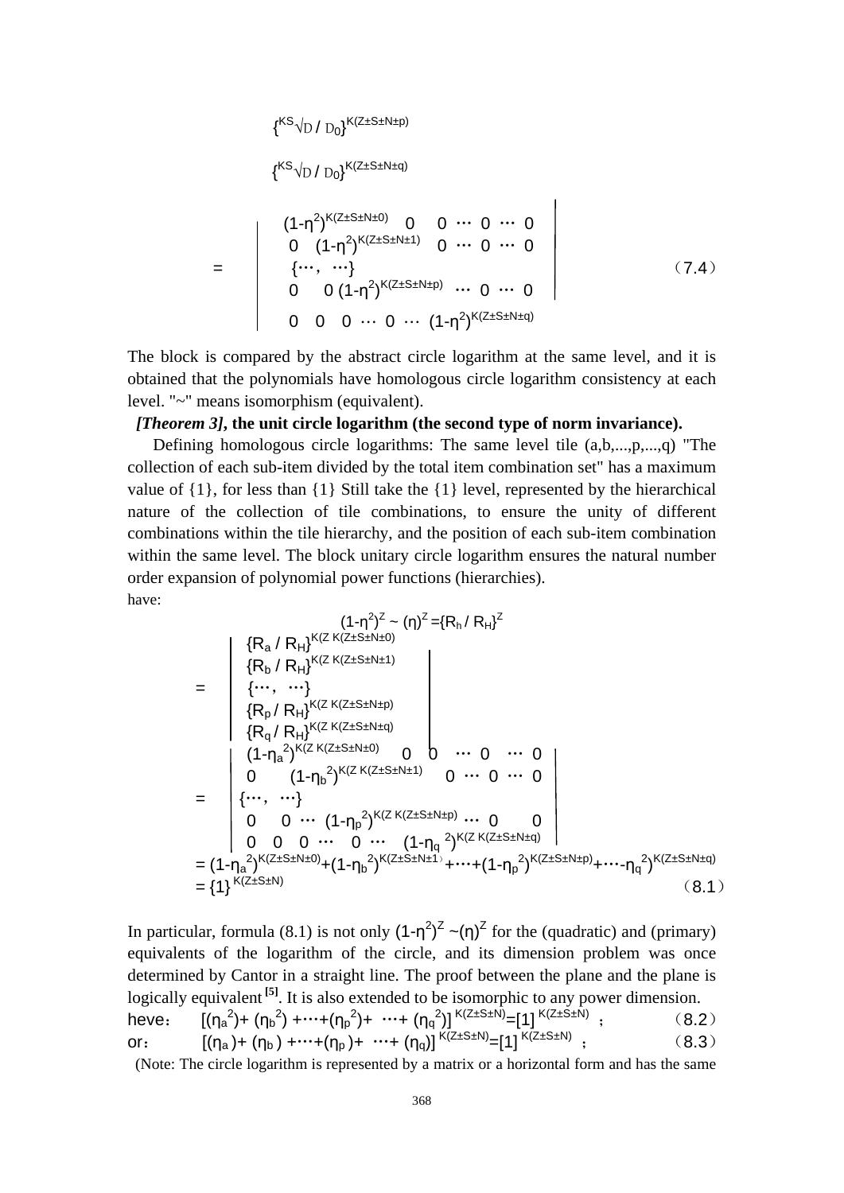$$\{^{KS}\sqrt{D} / D_0\}^{K(Z\pm S\pm N\pm p)}$$

$$\{^{KS}\sqrt{D} / D_0\}^{K(Z\pm S\pm N\pm q)}$$

$$= \begin{vmatrix} (1-\eta^2)^{K(Z\pm S\pm N\pm 0)} & 0 & 0 \cdots 0 \cdots 0 \\ 0 & (1-\eta^2)^{K(Z\pm S\pm N\pm 1)} & 0 \cdots 0 \cdots 0 \\ \{\cdots, \cdots\} & & \\ 0 & 0\ (1-\eta^2)^{K(Z\pm S\pm N\pm p)} & \cdots 0 \cdots 0 \\ 0\ \ 0\ \ 0 \cdots 0 \cdots & (1-\eta^2)^{K(Z\pm S\pm N\pm q)} & \end{vmatrix} \qquad (7.4)$$

The block is compared by the abstract circle logarithm at the same level, and it is obtained that the polynomials have homologous circle logarithm consistency at each level. "~" means isomorphism (equivalent).

***[Theorem 3]*, the unit circle logarithm (the second type of norm invariance).**

Defining homologous circle logarithms: The same level tile (a,b,...,p,...,q) "The collection of each sub-item divided by the total item combination set" has a maximum value of {1}, for less than {1} Still take the {1} level, represented by the hierarchical nature of the collection of tile combinations, to ensure the unity of different combinations within the tile hierarchy, and the position of each sub-item combination within the same level. The block unitary circle logarithm ensures the natural number order expansion of polynomial power functions (hierarchies).

have:

$$(1-\eta^2)^Z \sim (\eta)^Z = \{R_h / R_H\}^Z$$

$$= \begin{vmatrix} \{R_a / R_H\}^{K(Z\ K(Z\pm S\pm N\pm 0)} \\ \{R_b / R_H\}^{K(Z\ K(Z\pm S\pm N\pm 1)} \\ \{\cdots, \cdots\} \\ \{R_p / R_H\}^{K(Z\ K(Z\pm S\pm N\pm p)} \\ \{R_q / R_H\}^{K(Z\ K(Z\pm S\pm N\pm q)} \end{vmatrix}$$

$$= \begin{vmatrix} (1-\eta_a^2)^{K(Z\ K(Z\pm S\pm N\pm 0)} & 0\ \ 0 & \cdots 0 \cdots 0 \\ 0 & (1-\eta_b^2)^{K(Z\ K(Z\pm S\pm N\pm 1)} & 0 \cdots 0 \cdots 0 \\ \{\cdots, \cdots\} & & \\ 0\ \ 0 \cdots & (1-\eta_p^2)^{K(Z\ K(Z\pm S\pm N\pm p)} & \cdots 0 \quad 0 \\ 0\ \ 0\ \ 0 \cdots\ 0 \cdots & (1-\eta_q^2)^{K(Z\ K(Z\pm S\pm N\pm q)} & \end{vmatrix}$$

$$= (1-\eta_a^2)^{K(Z\pm S\pm N\pm 0)} + (1-\eta_b^2)^{K(Z\pm S\pm N\pm 1)} + \cdots + (1-\eta_p^2)^{K(Z\pm S\pm N\pm p)} + \cdots - \eta_q^2)^{K(Z\pm S\pm N\pm q)}$$

$$= \{1\}^{K(Z\pm S\pm N)} \qquad (8.1)$$

In particular, formula (8.1) is not only $(1-\eta^2)^Z \sim (\eta)^Z$ for the (quadratic) and (primary) equivalents of the logarithm of the circle, and its dimension problem was once determined by Cantor in a straight line. The proof between the plane and the plane is logically equivalent [5]. It is also extended to be isomorphic to any power dimension.

heve： $[(\eta_a^2) + (\eta_b^2) + \cdots + (\eta_p^2) + \cdots + (\eta_q^2)]^{K(Z\pm S\pm N)} = [1]^{K(Z\pm S\pm N)}$ ； (8.2)

or： $[(\eta_a) + (\eta_b) + \cdots + (\eta_p) + \cdots + (\eta_q)]^{K(Z\pm S\pm N)} = [1]^{K(Z\pm S\pm N)}$ ； (8.3)

(Note: The circle logarithm is represented by a matrix or a horizontal form and has the same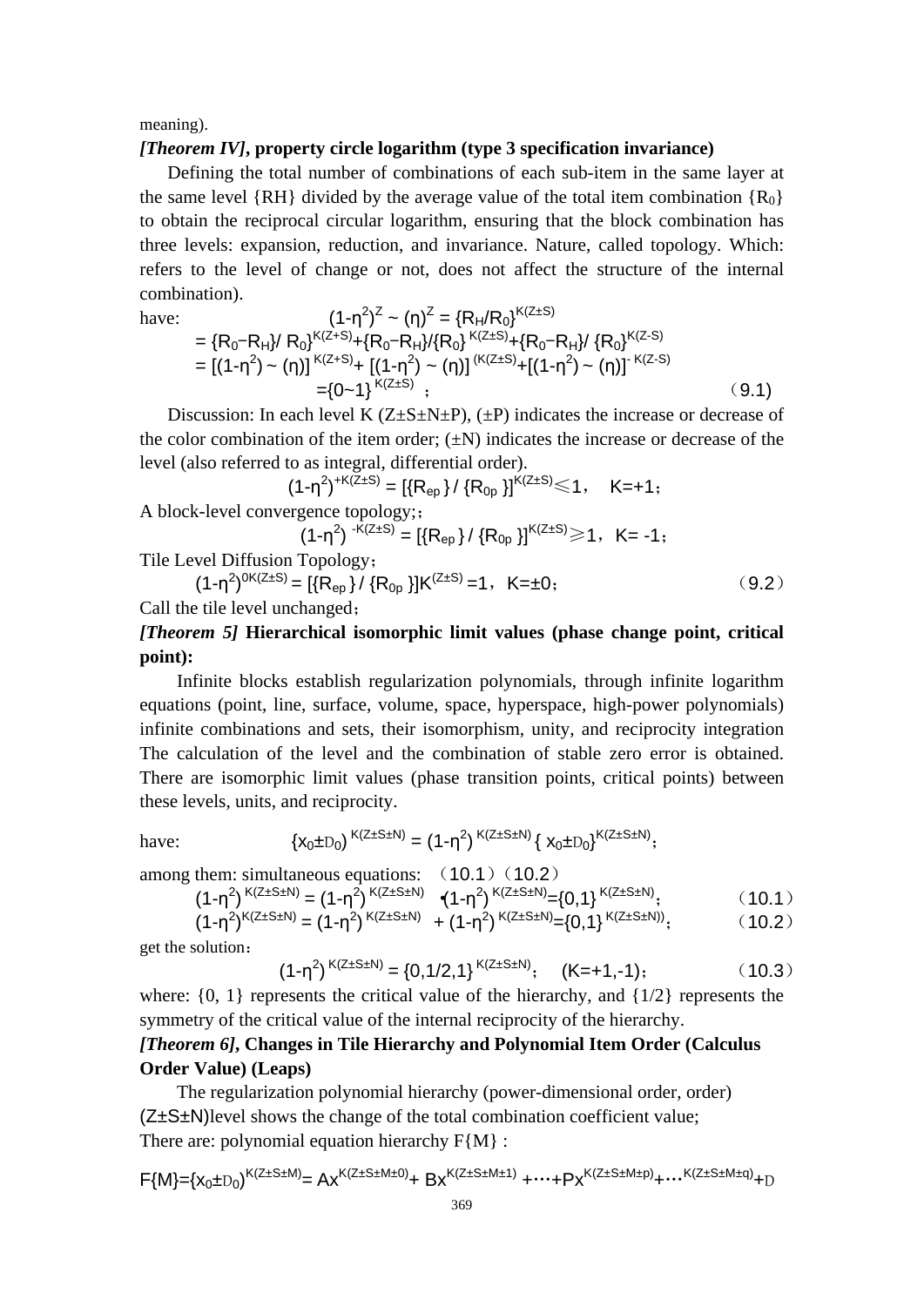meaning).

***[Theorem IV]*, property circle logarithm (type 3 specification invariance)**

Defining the total number of combinations of each sub-item in the same layer at the same level {RH} divided by the average value of the total item combination $\{R_0\}$ to obtain the reciprocal circular logarithm, ensuring that the block combination has three levels: expansion, reduction, and invariance. Nature, called topology. Which: refers to the level of change or not, does not affect the structure of the internal combination).

have:

$$(1\text{-}\eta^2)^Z \sim (\eta)^Z = \{R_H/R_0\}^{K(Z\pm S)}$$
$$= \{R_0 - R_H\}/ R_0\}^{K(Z+S)} + \{R_0 - R_H\}/\{R_0\}^{K(Z\pm S)} + \{R_0 - R_H\}/ \{R_0\}^{K(Z-S)}$$
$$= [(1\text{-}\eta^2) \sim (\eta)]^{K(Z+S)} + [(1\text{-}\eta^2) \sim (\eta)]^{(K(Z\pm S)} + [(1\text{-}\eta^2) \sim (\eta)]^{-K(Z-S)}$$
$$= \{0 \sim 1\}^{K(Z\pm S)} \;; \qquad (9.1)$$

Discussion: In each level K (Z±S±N±P), (±P) indicates the increase or decrease of the color combination of the item order; (±N) indicates the increase or decrease of the level (also referred to as integral, differential order).

$$(1\text{-}\eta^2)^{+K(Z\pm S)} = [\{R_{ep}\} / \{R_{0p}\}]^{K(Z\pm S)} \leqslant 1, \quad K=+1;$$

A block-level convergence topology;;

$$(1\text{-}\eta^2)^{-K(Z\pm S)} = [\{R_{ep}\} / \{R_{0p}\}]^{K(Z\pm S)} \geqslant 1, \quad K= -1;$$

Tile Level Diffusion Topology;

$$(1\text{-}\eta^2)^{0K(Z\pm S)} = [\{R_{ep}\} / \{R_{0p}\}]K^{(Z\pm S)} = 1, \quad K=\pm 0; \qquad (9.2)$$

Call the tile level unchanged;

***[Theorem 5]* Hierarchical isomorphic limit values (phase change point, critical point):**

Infinite blocks establish regularization polynomials, through infinite logarithm equations (point, line, surface, volume, space, hyperspace, high-power polynomials) infinite combinations and sets, their isomorphism, unity, and reciprocity integration The calculation of the level and the combination of stable zero error is obtained. There are isomorphic limit values (phase transition points, critical points) between these levels, units, and reciprocity.

have:

$$\{x_0 \pm D_0)^{K(Z\pm S\pm N)} = (1\text{-}\eta^2)^{K(Z\pm S\pm N)} \{ x_0 \pm D_0\}^{K(Z\pm S\pm N)};$$

among them: simultaneous equations: (10.1) (10.2)

$$(1\text{-}\eta^2)^{K(Z\pm S\pm N)} = (1\text{-}\eta^2)^{K(Z\pm S\pm N)} \bullet (1\text{-}\eta^2)^{K(Z\pm S\pm N)} = \{0,1\}^{K(Z\pm S\pm N)}; \qquad (10.1)$$
$$(1\text{-}\eta^2)^{K(Z\pm S\pm N)} = (1\text{-}\eta^2)^{K(Z\pm S\pm N)} + (1\text{-}\eta^2)^{K(Z\pm S\pm N)} = \{0,1\}^{K(Z\pm S\pm N))}; \qquad (10.2)$$

get the solution:

$$(1\text{-}\eta^2)^{K(Z\pm S\pm N)} = \{0,1/2,1\}^{K(Z\pm S\pm N)}; \quad (K=+1,-1); \qquad (10.3)$$

where: {0, 1} represents the critical value of the hierarchy, and {1/2} represents the symmetry of the critical value of the internal reciprocity of the hierarchy.

***[Theorem 6]*, Changes in Tile Hierarchy and Polynomial Item Order (Calculus Order Value) (Leaps)**

The regularization polynomial hierarchy (power-dimensional order, order) (Z±S±N)level shows the change of the total combination coefficient value;

There are: polynomial equation hierarchy F{M} :

$$F\{M\} = \{x_0 \pm D_0)^{K(Z\pm S\pm M)} = Ax^{K(Z\pm S\pm M\pm 0)} + Bx^{K(Z\pm S\pm M\pm 1)} + \cdots + Px^{K(Z\pm S\pm M\pm p)} + \cdots^{K(Z\pm S\pm M\pm q)} + D$$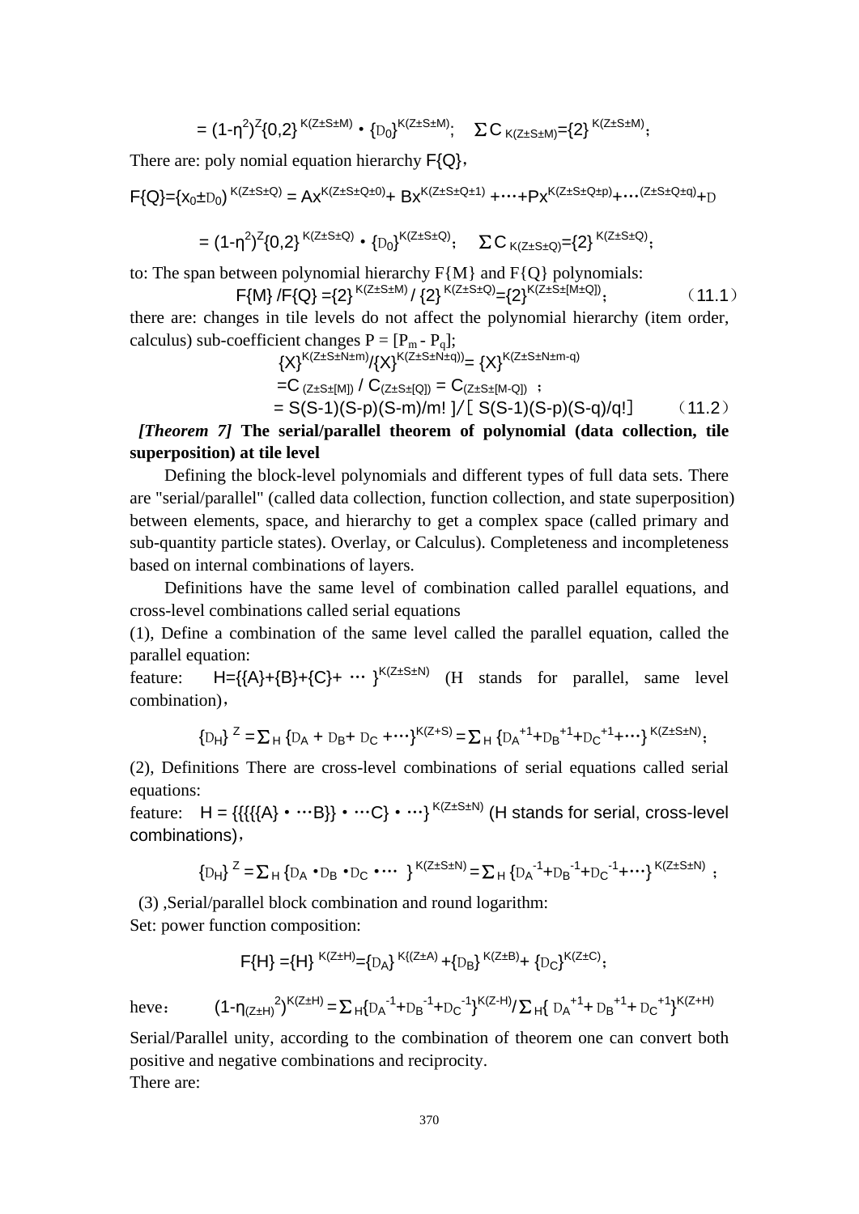$$= (1-\eta^2)^Z\{0,2\}^{K(Z\pm S\pm M)} \cdot \{D_0\}^{K(Z\pm S\pm M)}; \quad \Sigma C_{K(Z\pm S\pm M)}=\{2\}^{K(Z\pm S\pm M)};$$

There are: poly nomial equation hierarchy F{Q},

$$F\{Q\}=\{x_0\pm D_0\}^{K(Z\pm S\pm Q)} = Ax^{K(Z\pm S\pm Q\pm 0)}+ Bx^{K(Z\pm S\pm Q\pm 1)} +\cdots+Px^{K(Z\pm S\pm Q\pm p)}+\cdots^{(Z\pm S\pm Q\pm q)}+D$$

$$= (1-\eta^2)^Z\{0,2\}^{K(Z\pm S\pm Q)} \cdot \{D_0\}^{K(Z\pm S\pm Q)}; \quad \Sigma C_{K(Z\pm S\pm Q)}=\{2\}^{K(Z\pm S\pm Q)};$$

to: The span between polynomial hierarchy F{M} and F{Q} polynomials:

$$F\{M\} /F\{Q\} =\{2\}^{K(Z\pm S\pm M)} / \{2\}^{K(Z\pm S\pm Q)}=\{2\}^{K(Z\pm S\pm [M\pm Q])}; \qquad (11.1)$$

there are: changes in tile levels do not affect the polynomial hierarchy (item order, calculus) sub-coefficient changes $P = [P_m - P_q]$;

$$\{X\}^{K(Z\pm S\pm N\pm m)}/\{X\}^{K(Z\pm S\pm N\pm q))}= \{X\}^{K(Z\pm S\pm N\pm m-q)}$$

$$=C_{(Z\pm S\pm [M])} / C_{(Z\pm S\pm [Q])} = C_{(Z\pm S\pm [M-Q])};$$

$$= S(S-1)(S-p)(S-m)/m! ]/[ S(S-1)(S-p)(S-q)/q!] \qquad (11.2)$$

***[Theorem 7]* The serial/parallel theorem of polynomial (data collection, tile superposition) at tile level**

Defining the block-level polynomials and different types of full data sets. There are "serial/parallel" (called data collection, function collection, and state superposition) between elements, space, and hierarchy to get a complex space (called primary and sub-quantity particle states). Overlay, or Calculus). Completeness and incompleteness based on internal combinations of layers.

Definitions have the same level of combination called parallel equations, and cross-level combinations called serial equations

(1), Define a combination of the same level called the parallel equation, called the parallel equation:

feature: $H=\{\{A\}+\{B\}+\{C\}+ \cdots \}^{K(Z\pm S\pm N)}$ (H stands for parallel, same level combination),

$$\{D_H\}^Z = \Sigma_H \{D_A + D_B+ D_C +\cdots\}^{K(Z+S)} = \Sigma_H \{D_A^{+1}+D_B^{+1}+D_C^{+1}+\cdots\}^{K(Z\pm S\pm N)};$$

(2), Definitions There are cross-level combinations of serial equations called serial equations:

feature: $H = \{\{\{\{\{A\} \cdot \cdots B\}\} \cdot \cdots C\} \cdot \cdots\}^{K(Z\pm S\pm N)}$ (H stands for serial, cross-level combinations),

$$\{D_H\}^Z = \Sigma_H \{D_A \cdot D_B \cdot D_C \cdot\cdots \}^{K(Z\pm S\pm N)} = \Sigma_H \{D_A^{-1}+D_B^{-1}+D_C^{-1}+\cdots\}^{K(Z\pm S\pm N)};$$

(3) ,Serial/parallel block combination and round logarithm:

Set: power function composition:

$$F\{H\} =\{H\}^{K(Z\pm H)}=\{D_A\}^{K((Z\pm A)} +\{D_B\}^{K(Z\pm B)}+ \{D_C\}^{K(Z\pm C)};$$

heve: $(1-\eta_{(Z\pm H)}{}^2)^{K(Z\pm H)} = \Sigma_H\{D_A^{-1}+D_B^{-1}+D_C^{-1}\}^{K(Z-H)}/\Sigma_H\{ D_A^{+1}+ D_B^{+1}+ D_C^{+1}\}^{K(Z+H)}$

Serial/Parallel unity, according to the combination of theorem one can convert both positive and negative combinations and reciprocity.

There are: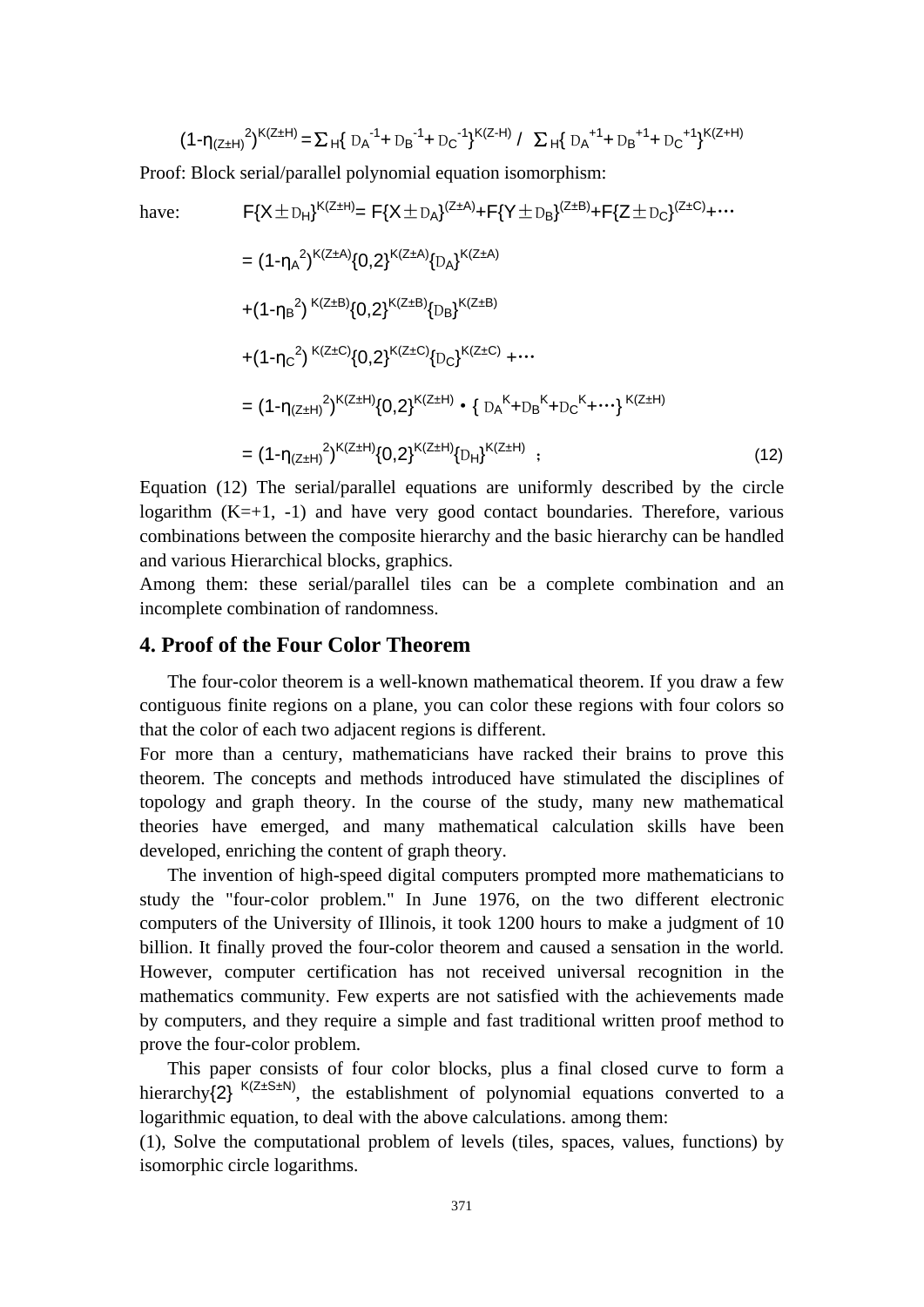$$(1-\eta_{(Z\pm H)}{}^{2})^{K(Z\pm H)} = \Sigma_{H}\{ D_{A}{}^{-1} + D_{B}{}^{-1} + D_{C}{}^{-1}\}^{K(Z-H)} \ / \ \Sigma_{H}\{ D_{A}{}^{+1} + D_{B}{}^{+1} + D_{C}{}^{+1}\}^{K(Z+H)}$$

Proof: Block serial/parallel polynomial equation isomorphism:

have:

$$F\{X\pm D_{H}\}^{K(Z\pm H)} = F\{X\pm D_{A}\}^{(Z\pm A)} + F\{Y\pm D_{B}\}^{(Z\pm B)} + F\{Z\pm D_{C}\}^{(Z\pm C)} + \cdots$$

$$= (1-\eta_{A}{}^{2})^{K(Z\pm A)}\{0,2\}^{K(Z\pm A)}\{D_{A}\}^{K(Z\pm A)}$$

$$+(1-\eta_{B}{}^{2})^{K(Z\pm B)}\{0,2\}^{K(Z\pm B)}\{D_{B}\}^{K(Z\pm B)}$$

$$+(1-\eta_{C}{}^{2})^{K(Z\pm C)}\{0,2\}^{K(Z\pm C)}\{D_{C}\}^{K(Z\pm C)} + \cdots$$

$$= (1-\eta_{(Z\pm H)}{}^{2})^{K(Z\pm H)}\{0,2\}^{K(Z\pm H)} \cdot \{ D_{A}{}^{K} + D_{B}{}^{K} + D_{C}{}^{K} + \cdots\}^{K(Z\pm H)}$$

$$= (1-\eta_{(Z\pm H)}{}^{2})^{K(Z\pm H)}\{0,2\}^{K(Z\pm H)}\{D_{H}\}^{K(Z\pm H)} \ ; \qquad (12)$$

Equation (12) The serial/parallel equations are uniformly described by the circle logarithm (K=+1, -1) and have very good contact boundaries. Therefore, various combinations between the composite hierarchy and the basic hierarchy can be handled and various Hierarchical blocks, graphics.

Among them: these serial/parallel tiles can be a complete combination and an incomplete combination of randomness.

## 4. Proof of the Four Color Theorem

The four-color theorem is a well-known mathematical theorem. If you draw a few contiguous finite regions on a plane, you can color these regions with four colors so that the color of each two adjacent regions is different.

For more than a century, mathematicians have racked their brains to prove this theorem. The concepts and methods introduced have stimulated the disciplines of topology and graph theory. In the course of the study, many new mathematical theories have emerged, and many mathematical calculation skills have been developed, enriching the content of graph theory.

The invention of high-speed digital computers prompted more mathematicians to study the "four-color problem." In June 1976, on the two different electronic computers of the University of Illinois, it took 1200 hours to make a judgment of 10 billion. It finally proved the four-color theorem and caused a sensation in the world. However, computer certification has not received universal recognition in the mathematics community. Few experts are not satisfied with the achievements made by computers, and they require a simple and fast traditional written proof method to prove the four-color problem.

This paper consists of four color blocks, plus a final closed curve to form a hierarchy $\{2\}^{K(Z\pm S\pm N)}$, the establishment of polynomial equations converted to a logarithmic equation, to deal with the above calculations. among them:

(1), Solve the computational problem of levels (tiles, spaces, values, functions) by isomorphic circle logarithms.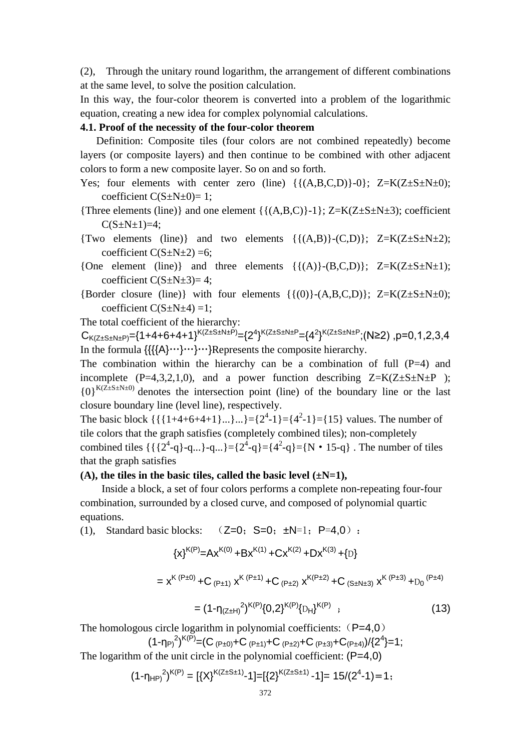(2), Through the unitary round logarithm, the arrangement of different combinations at the same level, to solve the position calculation.

In this way, the four-color theorem is converted into a problem of the logarithmic equation, creating a new idea for complex polynomial calculations.

**4.1. Proof of the necessity of the four-color theorem**

Definition: Composite tiles (four colors are not combined repeatedly) become layers (or composite layers) and then continue to be combined with other adjacent colors to form a new composite layer. So on and so forth.

Yes; four elements with center zero (line) {{(A,B,C,D)}-0}; $Z=K(Z\pm S\pm N\pm 0)$; coefficient $C(S\pm N\pm 0)=1$;

{Three elements (line)} and one element {{(A,B,C)}-1}; $Z=K(Z\pm S\pm N\pm 3)$; coefficient $C(S\pm N\pm 1)=4$;

{Two elements (line)} and two elements {{(A,B)}-(C,D)}; $Z=K(Z\pm S\pm N\pm 2)$; coefficient $C(S\pm N\pm 2)=6$;

{One element (line)} and three elements {{(A)}-(B,C,D)}; $Z=K(Z\pm S\pm N\pm 1)$; coefficient $C(S\pm N\pm 3)=4$;

{Border closure (line)} with four elements {{(0)}-(A,B,C,D)}; $Z=K(Z\pm S\pm N\pm 0)$; coefficient $C(S\pm N\pm 4)=1$;

The total coefficient of the hierarchy:

$C_{K(Z\pm S\pm N\pm P)}=\{1+4+6+4+1\}^{K(Z\pm S\pm N\pm P)}=\{2^4\}^{K(Z\pm S\pm N\pm P}=\{4^2\}^{K(Z\pm S\pm N\pm P}$;(N≥2) ,p=0,1,2,3,4

In the formula {{{A}…}…}…}Represents the composite hierarchy.

The combination within the hierarchy can be a combination of full (P=4) and incomplete (P=4,3,2,1,0), and a power function describing $Z=K(Z\pm S\pm N\pm P)$; $\{0\}^{K(Z\pm S\pm N\pm 0)}$ denotes the intersection point (line) of the boundary line or the last closure boundary line (level line), respectively.

The basic block {{{1+4+6+4+1}...}...}=$\{2^4-1\}=\{4^2-1\}$={15} values. The number of tile colors that the graph satisfies (completely combined tiles); non-completely combined tiles $\{\{\{2^4-q\}-q...\}-q...\}=\{2^4-q\}=\{4^2-q\}=\{N\cdot 15-q\}$ . The number of tiles that the graph satisfies

**(A), the tiles in the basic tiles, called the basic level (±N=1),**

Inside a block, a set of four colors performs a complete non-repeating four-four combination, surrounded by a closed curve, and composed of polynomial quartic equations.

(1), Standard basic blocks: （Z=0；S=0；±N=1；P=4,0）：

$$\{x\}^{K(P)}=Ax^{K(0)}+Bx^{K(1)}+Cx^{K(2)}+Dx^{K(3)}+\{D\}$$

$$=x^{K(P\pm 0)}+C_{(P\pm 1)}x^{K(P\pm 1)}+C_{(P\pm 2)}x^{K(P\pm 2)}+C_{(S\pm N\pm 3)}x^{K(P\pm 3)}+D_0^{(P\pm 4)}$$

$$=(1-\eta_{(Z\pm H)}{}^2)^{K(P)}\{0,2\}^{K(P)}\{D_H\}^{K(P)} \;; \qquad (13)$$

The homologous circle logarithm in polynomial coefficients:（P=4,0）

$$(1-\eta_{P)}{}^2)^{K(P)}=(C_{(P\pm 0)}+C_{(P\pm 1)}+C_{(P\pm 2)}+C_{(P\pm 3)}+C_{(P\pm 4)})/\{2^4\}=1;$$

The logarithm of the unit circle in the polynomial coefficient: (P=4,0)

$$(1-\eta_{HP)}{}^2)^{K(P)}=[\{X\}^{K(Z\pm S\pm 1)}-1]=[\{2\}^{K(Z\pm S\pm 1)}-1]=15/(2^4-1)=1;$$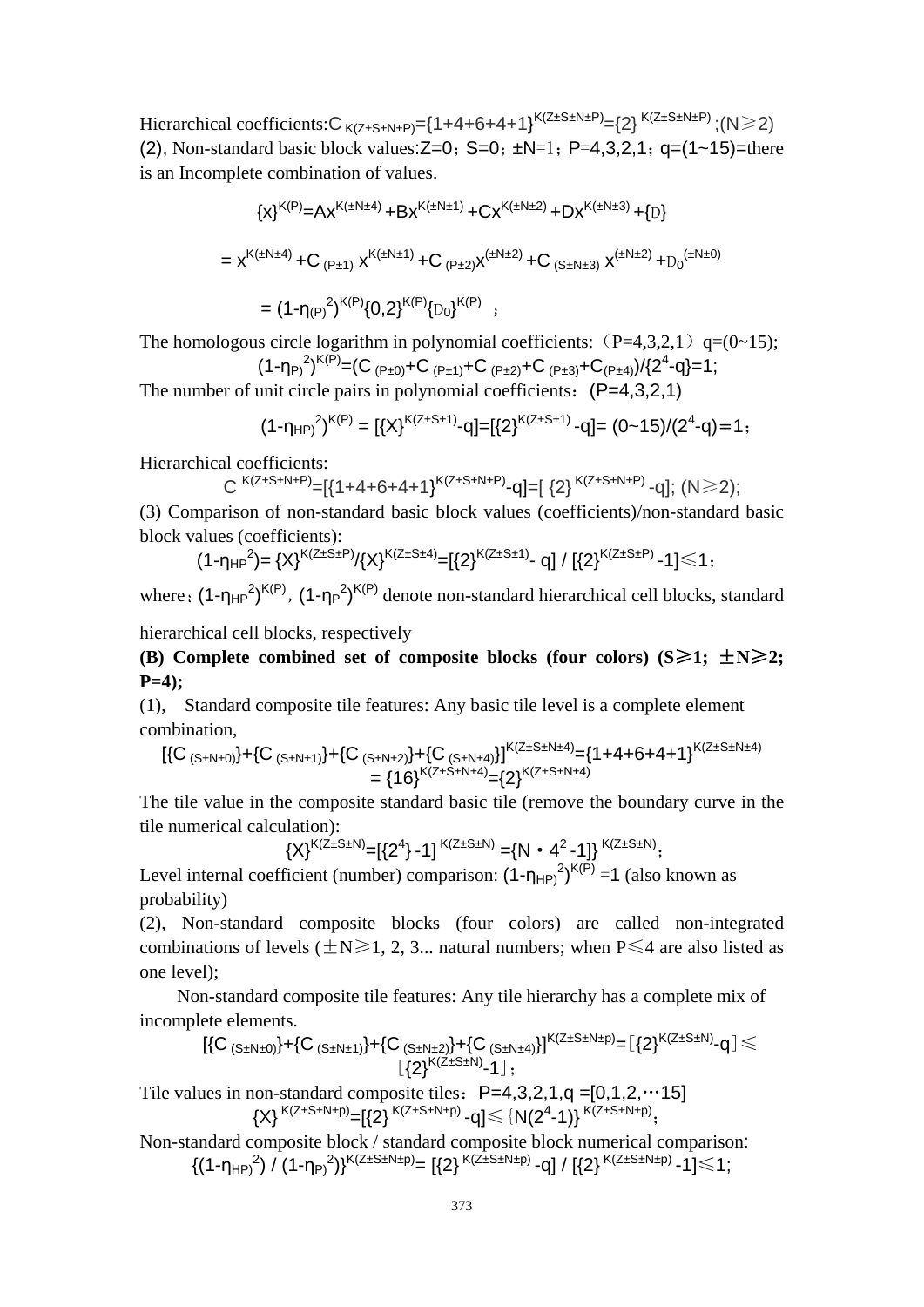Hierarchical coefficients: $C_{K(Z\pm S\pm N\pm P)}=\{1+4+6+4+1\}^{K(Z\pm S\pm N\pm P)}=\{2\}^{K(Z\pm S\pm N\pm P)}$ ;(N≥2)

(2), Non-standard basic block values: Z=0; S=0; ±N=1; P=4,3,2,1; q=(1~15)=there is an Incomplete combination of values.

$$\{x\}^{K(P)}=Ax^{K(\pm N\pm 4)}+Bx^{K(\pm N\pm 1)}+Cx^{K(\pm N\pm 2)}+Dx^{K(\pm N\pm 3)}+\{D\}$$

$$=x^{K(\pm N\pm 4)}+C_{(P\pm 1)}\,x^{K(\pm N\pm 1)}+C_{(P\pm 2)}x^{(\pm N\pm 2)}+C_{(S\pm N\pm 3)}\,x^{(\pm N\pm 2)}+D_0^{(\pm N\pm 0)}$$

$$=(1-\eta_{(P)}{}^2)^{K(P)}\{0,2\}^{K(P)}\{D_0\}^{K(P)} \;;$$

The homologous circle logarithm in polynomial coefficients: (P=4,3,2,1) q=(0~15);

$$(1-\eta_{P)}{}^2)^{K(P)}=(C_{(P\pm 0)}+C_{(P\pm 1)}+C_{(P\pm 2)}+C_{(P\pm 3)}+C_{(P\pm 4)})/\{2^4-q\}=1;$$

The number of unit circle pairs in polynomial coefficients: (P=4,3,2,1)

$$(1-\eta_{HP)}{}^2)^{K(P)}=[\{X\}^{K(Z\pm S\pm 1)}-q]=[\{2\}^{K(Z\pm S\pm 1)}-q]=(0\sim 15)/(2^4-q)=1;$$

Hierarchical coefficients:

$$C^{K(Z\pm S\pm N\pm P)}=[\{1+4+6+4+1\}^{K(Z\pm S\pm N\pm P)}-q]=[\{2\}^{K(Z\pm S\pm N\pm P)}-q];\ (N\geq 2);$$

(3) Comparison of non-standard basic block values (coefficients)/non-standard basic block values (coefficients):

$$(1-\eta_{HP}{}^2)=\{X\}^{K(Z\pm S\pm P)}/\{X\}^{K(Z\pm S\pm 4)}=[\{2\}^{K(Z\pm S\pm 1)}-q]\,/\,[\{2\}^{K(Z\pm S\pm P)}-1]\leq 1;$$

where: $(1-\eta_{HP}{}^2)^{K(P)}$, $(1-\eta_P{}^2)^{K(P)}$ denote non-standard hierarchical cell blocks, standard hierarchical cell blocks, respectively

**(B) Complete combined set of composite blocks (four colors) (S≥1; ±N≥2; P=4);**

(1), Standard composite tile features: Any basic tile level is a complete element combination,

$$[\{C_{(S\pm N\pm 0)}\}+\{C_{(S\pm N\pm 1)}\}+\{C_{(S\pm N\pm 2)}\}+\{C_{(S\pm N\pm 4)}\}]^{K(Z\pm S\pm N\pm 4)}=\{1+4+6+4+1\}^{K(Z\pm S\pm N\pm 4)}=\{16\}^{K(Z\pm S\pm N\pm 4)}=\{2\}^{K(Z\pm S\pm N\pm 4)}$$

The tile value in the composite standard basic tile (remove the boundary curve in the tile numerical calculation):

$$\{X\}^{K(Z\pm S\pm N)}=[\{2^4\}-1]^{K(Z\pm S\pm N)}=\{N\cdot 4^2-1]\}^{K(Z\pm S\pm N)};$$

Level internal coefficient (number) comparison: $(1-\eta_{HP)}{}^2)^{K(P)}=1$ (also known as probability)

(2), Non-standard composite blocks (four colors) are called non-integrated combinations of levels (±N≥1, 2, 3... natural numbers; when P≤4 are also listed as one level);

Non-standard composite tile features: Any tile hierarchy has a complete mix of incomplete elements.

$$[\{C_{(S\pm N\pm 0)}\}+\{C_{(S\pm N\pm 1)}\}+\{C_{(S\pm N\pm 2)}\}+\{C_{(S\pm N\pm 4)}\}]^{K(Z\pm S\pm N\pm p)}=[\{2\}^{K(Z\pm S\pm N)}-q]\leq[\{2\}^{K(Z\pm S\pm N)}-1];$$

Tile values in non-standard composite tiles: P=4,3,2,1,q =[0,1,2,⋯15]

$$\{X\}^{K(Z\pm S\pm N\pm p)}=[\{2\}^{K(Z\pm S\pm N\pm p)}-q]\leq\{N(2^4-1)\}^{K(Z\pm S\pm N\pm p)};$$

Non-standard composite block / standard composite block numerical comparison:

$$\{(1-\eta_{HP)}{}^2)\,/\,(1-\eta_{P)}{}^2)\}^{K(Z\pm S\pm N\pm p)}=[\{2\}^{K(Z\pm S\pm N\pm p)}-q]\,/\,[\{2\}^{K(Z\pm S\pm N\pm p)}-1]\leq 1;$$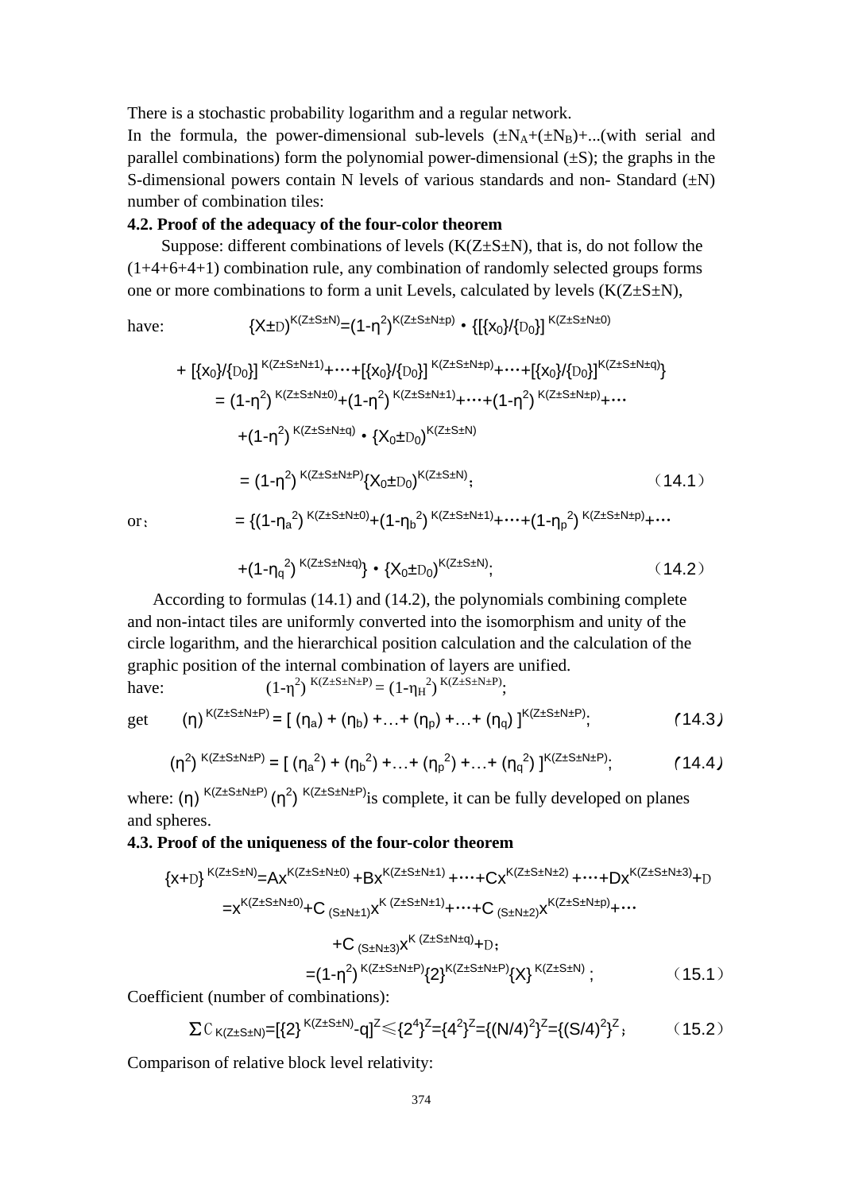There is a stochastic probability logarithm and a regular network.

In the formula, the power-dimensional sub-levels ($\pm N_A + (\pm N_B) + \ldots$(with serial and parallel combinations) form the polynomial power-dimensional ($\pm S$); the graphs in the S-dimensional powers contain N levels of various standards and non- Standard ($\pm N$) number of combination tiles:

**4.2. Proof of the adequacy of the four-color theorem**

Suppose: different combinations of levels ($K(Z\pm S\pm N)$, that is, do not follow the (1+4+6+4+1) combination rule, any combination of randomly selected groups forms one or more combinations to form a unit Levels, calculated by levels ($K(Z\pm S\pm N)$,

have:

$$
\begin{aligned}
\{X\pm D\}^{K(Z\pm S\pm N)} &= (1-\eta^2)^{K(Z\pm S\pm N\pm p)} \cdot \{[\{x_0\}/\{D_0\}]^{K(Z\pm S\pm N\pm 0)} \\
&\quad + [\{x_0\}/\{D_0\}]^{K(Z\pm S\pm N\pm 1)} + \cdots + [\{x_0\}/\{D_0\}]^{K(Z\pm S\pm N\pm p)} + \cdots + [\{x_0\}/\{D_0\}]^{K(Z\pm S\pm N\pm q)}\} \\
&= (1-\eta^2)^{K(Z\pm S\pm N\pm 0)} + (1-\eta^2)^{K(Z\pm S\pm N\pm 1)} + \cdots + (1-\eta^2)^{K(Z\pm S\pm N\pm p)} + \cdots \\
&\quad + (1-\eta^2)^{K(Z\pm S\pm N\pm q)} \cdot \{X_0 \pm D_0\}^{K(Z\pm S\pm N)} \\
&= (1-\eta^2)^{K(Z\pm S\pm N\pm P)} \{X_0 \pm D_0\}^{K(Z\pm S\pm N)}; \qquad (14.1)
\end{aligned}
$$

or:

$$
\begin{aligned}
&= \{(1-\eta_a^2)^{K(Z\pm S\pm N\pm 0)} + (1-\eta_b^2)^{K(Z\pm S\pm N\pm 1)} + \cdots + (1-\eta_p^2)^{K(Z\pm S\pm N\pm p)} + \cdots \\
&\quad + (1-\eta_q^2)^{K(Z\pm S\pm N\pm q)}\} \cdot \{X_0 \pm D_0\}^{K(Z\pm S\pm N)}; \qquad (14.2)
\end{aligned}
$$

According to formulas (14.1) and (14.2), the polynomials combining complete and non-intact tiles are uniformly converted into the isomorphism and unity of the circle logarithm, and the hierarchical position calculation and the calculation of the graphic position of the internal combination of layers are unified.

have: $(1-\eta^2)^{K(Z\pm S\pm N\pm P)} = (1-\eta_H^2)^{K(Z\pm S\pm N\pm P)}$;

get

$$(\eta)^{K(Z\pm S\pm N\pm P)} = [\,(\eta_a) + (\eta_b) + \ldots + (\eta_p) + \ldots + (\eta_q)\,]^{K(Z\pm S\pm N\pm P)}; \qquad (14.3)$$

$$(\eta^2)^{K(Z\pm S\pm N\pm P)} = [\,(\eta_a^2) + (\eta_b^2) + \ldots + (\eta_p^2) + \ldots + (\eta_q^2)\,]^{K(Z\pm S\pm N\pm P)}; \qquad (14.4)$$

where: $(\eta)^{K(Z\pm S\pm N\pm P)}$ $(\eta^2)^{K(Z\pm S\pm N\pm P)}$ is complete, it can be fully developed on planes and spheres.

**4.3. Proof of the uniqueness of the four-color theorem**

$$
\begin{aligned}
\{x+D\}^{K(Z\pm S\pm N)} &= Ax^{K(Z\pm S\pm N\pm 0)} + Bx^{K(Z\pm S\pm N\pm 1)} + \cdots + Cx^{K(Z\pm S\pm N\pm 2)} + \cdots + Dx^{K(Z\pm S\pm N\pm 3)} + D \\
&= x^{K(Z\pm S\pm N\pm 0)} + C_{(S\pm N\pm 1)} x^{K(Z\pm S\pm N\pm 1)} + \cdots + C_{(S\pm N\pm 2)} x^{K(Z\pm S\pm N\pm p)} + \cdots \\
&\quad + C_{(S\pm N\pm 3)} x^{K(Z\pm S\pm N\pm q)} + D; \\
&= (1-\eta^2)^{K(Z\pm S\pm N\pm P)} \{2\}^{K(Z\pm S\pm N\pm P)} \{X\}^{K(Z\pm S\pm N)}; \qquad (15.1)
\end{aligned}
$$

Coefficient (number of combinations):

$$\Sigma C_{K(Z\pm S\pm N)} = [\{2\}^{K(Z\pm S\pm N)} - q]^Z \leqslant \{2^4\}^Z = \{4^2\}^Z = \{(N/4)^2\}^Z = \{(S/4)^2\}^Z; \qquad (15.2)$$

Comparison of relative block level relativity: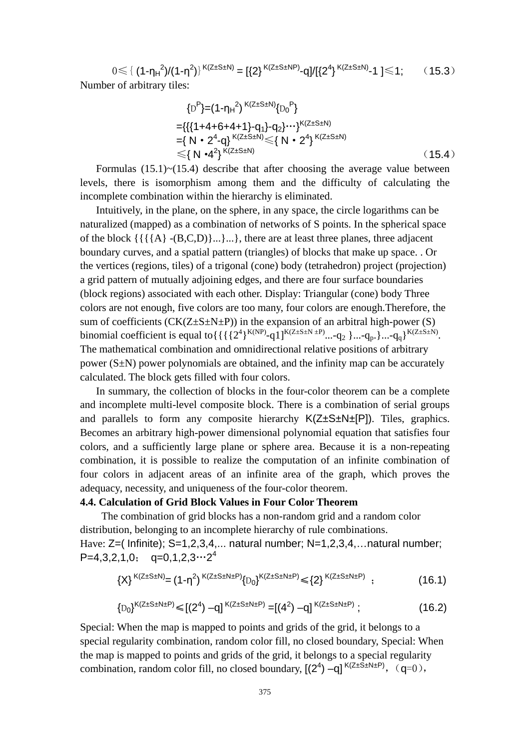$$0 \leqslant \{(1-\eta_H^2)/(1-\eta^2)\}^{K(Z\pm S\pm N)} = [\{2\}^{K(Z\pm S\pm NP)}-q]/[\{2^4\}^{K(Z\pm S\pm N)}-1] \leqslant 1; \qquad (15.3)$$

Number of arbitrary tiles:

$$\begin{aligned}\{D^P\} &= (1-\eta_H^2)^{K(Z\pm S\pm N)}\{D_0^P\} \\ &= \{\{\{1+4+6+4+1\}-q_1\}-q_2\}\cdots\}^{K(Z\pm S\pm N)} \\ &= \{N \cdot 2^4-q\}^{K(Z\pm S\pm N)} \leqslant \{N \cdot 2^4\}^{K(Z\pm S\pm N)} \\ &\leqslant \{N \cdot 4^2\}^{K(Z\pm S\pm N)} \end{aligned} \qquad (15.4)$$

Formulas (15.1)~(15.4) describe that after choosing the average value between levels, there is isomorphism among them and the difficulty of calculating the incomplete combination within the hierarchy is eliminated.

Intuitively, in the plane, on the sphere, in any space, the circle logarithms can be naturalized (mapped) as a combination of networks of S points. In the spherical space of the block {{{{A} -(B,C,D)}...}...}, there are at least three planes, three adjacent boundary curves, and a spatial pattern (triangles) of blocks that make up space. . Or the vertices (regions, tiles) of a trigonal (cone) body (tetrahedron) project (projection) a grid pattern of mutually adjoining edges, and there are four surface boundaries (block regions) associated with each other. Display: Triangular (cone) body Three colors are not enough, five colors are too many, four colors are enough.Therefore, the sum of coefficients ($CK(Z\pm S\pm N\pm P)$) in the expansion of an arbitral high-power (S) binomial coefficient is equal to $\{\{\{\{2^4\}^{K(NP)}-q1]^{K(Z\pm S\pm N\pm P)}...-q_2\}...-q_p.\}...-q_q\}^{K(Z\pm S\pm N)}$. The mathematical combination and omnidirectional relative positions of arbitrary power ($S\pm N$) power polynomials are obtained, and the infinity map can be accurately calculated. The block gets filled with four colors.

In summary, the collection of blocks in the four-color theorem can be a complete and incomplete multi-level composite block. There is a combination of serial groups and parallels to form any composite hierarchy $K(Z\pm S\pm N\pm[P])$. Tiles, graphics. Becomes an arbitrary high-power dimensional polynomial equation that satisfies four colors, and a sufficiently large plane or sphere area. Because it is a non-repeating combination, it is possible to realize the computation of an infinite combination of four colors in adjacent areas of an infinite area of the graph, which proves the adequacy, necessity, and uniqueness of the four-color theorem.

**4.4. Calculation of Grid Block Values in Four Color Theorem**

The combination of grid blocks has a non-random grid and a random color distribution, belonging to an incomplete hierarchy of rule combinations.

Have: Z=( Infinite); S=1,2,3,4,... natural number; N=1,2,3,4,…natural number; P=4,3,2,1,0； $q=0,1,2,3\cdots2^4$

$$\{X\}^{K(Z\pm S\pm N)} = (1-\eta^2)^{K(Z\pm S\pm N\pm P)}\{D_0\}^{K(Z\pm S\pm N\pm P)} \leqslant \{2\}^{K(Z\pm S\pm N\pm P)}; \qquad (16.1)$$

$$\{D_0\}^{K(Z\pm S\pm N\pm P)} \leqslant [(2^4)-q]^{K(Z\pm S\pm N\pm P)} = [(4^2)-q]^{K(Z\pm S\pm N\pm P)}; \qquad (16.2)$$

Special: When the map is mapped to points and grids of the grid, it belongs to a special regularity combination, random color fill, no closed boundary, Special: When the map is mapped to points and grids of the grid, it belongs to a special regularity combination, random color fill, no closed boundary, $[(2^4)-q]^{K(Z\pm S\pm N\pm P)}$, （$q=0$），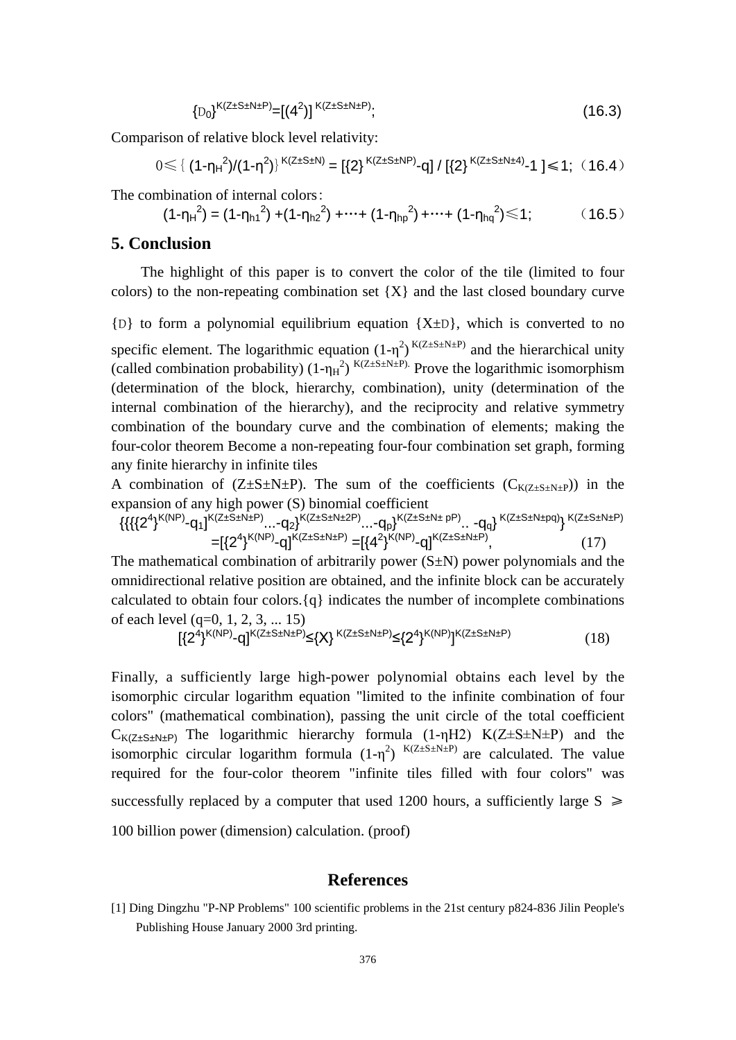$$\{D_0\}^{K(Z\pm S\pm N\pm P)}=[(4^2)]^{K(Z\pm S\pm N\pm P)}; \tag{16.3}$$

Comparison of relative block level relativity:

$$0\leqslant\{(1-\eta_H^2)/(1-\eta^2)\}^{K(Z\pm S\pm N)}=[\{2\}^{K(Z\pm S\pm NP)}-q]/[\{2\}^{K(Z\pm S\pm N\pm 4)}-1]\leqslant 1; \tag{16.4}$$

The combination of internal colors：

$$(1-\eta_H^2)=(1-\eta_{h1}^2)+(1-\eta_{h2}^2)+\cdots+(1-\eta_{hp}^2)+\cdots+(1-\eta_{hq}^2)\leqslant 1; \tag{16.5}$$

## 5. Conclusion

The highlight of this paper is to convert the color of the tile (limited to four colors) to the non-repeating combination set {X} and the last closed boundary curve {D} to form a polynomial equilibrium equation {X±D}, which is converted to no specific element. The logarithmic equation $(1-\eta^2)^{K(Z\pm S\pm N\pm P)}$ and the hierarchical unity (called combination probability) $(1-\eta_H^2)^{K(Z\pm S\pm N\pm P).}$ Prove the logarithmic isomorphism (determination of the block, hierarchy, combination), unity (determination of the internal combination of the hierarchy), and the reciprocity and relative symmetry combination of the boundary curve and the combination of elements; making the four-color theorem Become a non-repeating four-four combination set graph, forming any finite hierarchy in infinite tiles

A combination of (Z±S±N±P). The sum of the coefficients ($C_{K(Z\pm S\pm N\pm P)}$) in the expansion of any high power (S) binomial coefficient

$$\{\{\{\{2^4\}^{K(NP)}-q_1]^{K(Z\pm S\pm N\pm P)}\ldots-q_2\}^{K(Z\pm S\pm N\pm 2P)}\ldots-q_p\}^{K(Z\pm S\pm N\pm\ pP)}\ldots-q_q\}^{K(Z\pm S\pm N\pm pq)}\}^{K(Z\pm S\pm N\pm P)}$$
$$=[\{2^4\}^{K(NP)}-q]^{K(Z\pm S\pm N\pm P)}=[\{4^2\}^{K(NP)}-q]^{K(Z\pm S\pm N\pm P)}, \tag{17}$$

The mathematical combination of arbitrarily power (S±N) power polynomials and the omnidirectional relative position are obtained, and the infinite block can be accurately calculated to obtain four colors.{q} indicates the number of incomplete combinations of each level (q=0, 1, 2, 3, ... 15)

$$[\{2^4\}^{K(NP)}-q]^{K(Z\pm S\pm N\pm P)}\leq\{X\}^{K(Z\pm S\pm N\pm P)}\leq\{2^4\}^{K(NP)}]^{K(Z\pm S\pm N\pm P)} \tag{18}$$

Finally, a sufficiently large high-power polynomial obtains each level by the isomorphic circular logarithm equation "limited to the infinite combination of four colors" (mathematical combination), passing the unit circle of the total coefficient $C_{K(Z\pm S\pm N\pm P)}$ The logarithmic hierarchy formula (1-ηH2) K(Z±S±N±P) and the isomorphic circular logarithm formula $(1-\eta^2)^{K(Z\pm S\pm N\pm P)}$ are calculated. The value required for the four-color theorem "infinite tiles filled with four colors" was successfully replaced by a computer that used 1200 hours, a sufficiently large S ⩾ 100 billion power (dimension) calculation. (proof)

## References

[1] Ding Dingzhu "P-NP Problems" 100 scientific problems in the 21st century p824-836 Jilin People's Publishing House January 2000 3rd printing.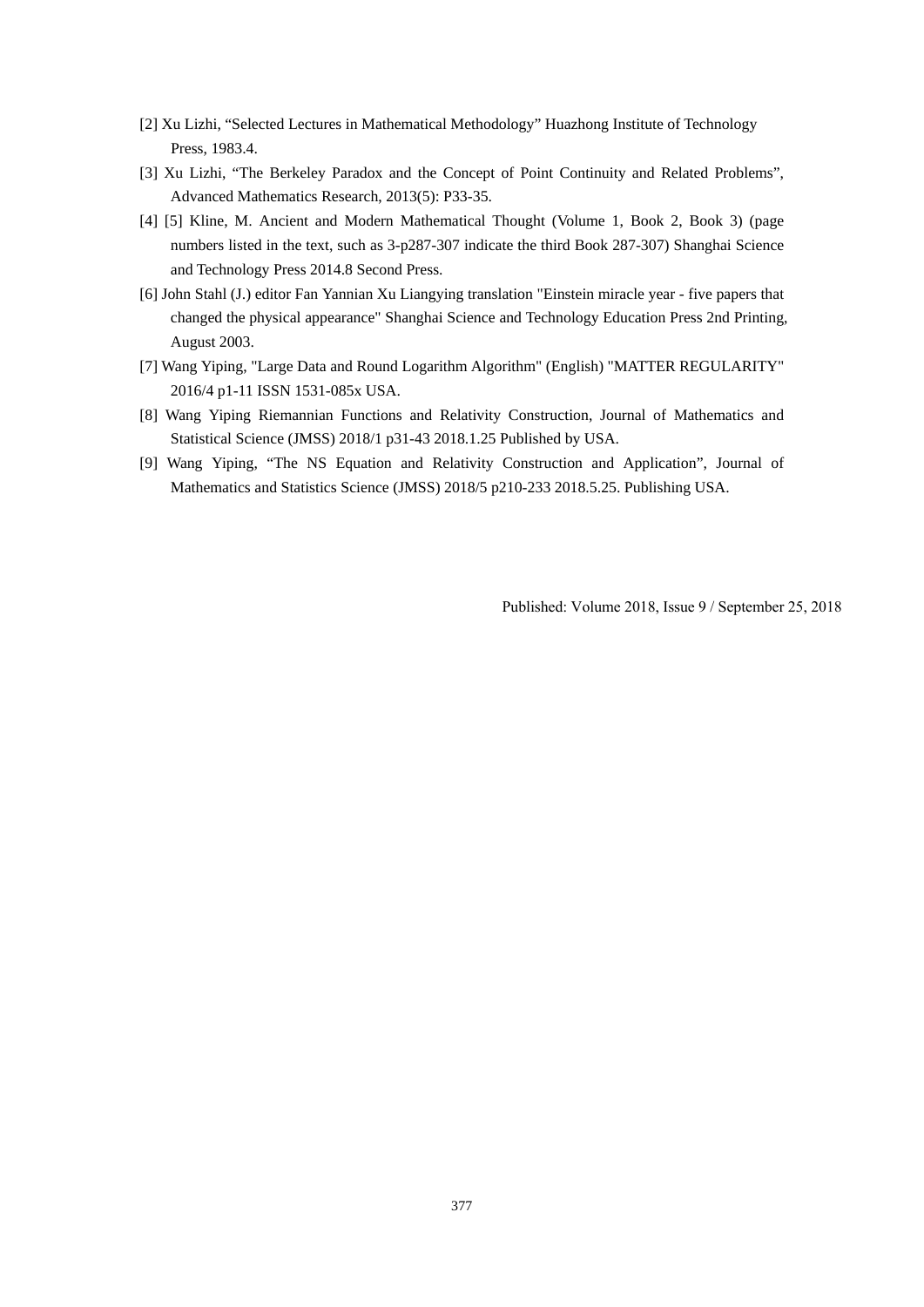[2] Xu Lizhi, “Selected Lectures in Mathematical Methodology” Huazhong Institute of Technology Press, 1983.4.

[3] Xu Lizhi, “The Berkeley Paradox and the Concept of Point Continuity and Related Problems”, Advanced Mathematics Research, 2013(5): P33-35.

[4] [5] Kline, M. Ancient and Modern Mathematical Thought (Volume 1, Book 2, Book 3) (page numbers listed in the text, such as 3-p287-307 indicate the third Book 287-307) Shanghai Science and Technology Press 2014.8 Second Press.

[6] John Stahl (J.) editor Fan Yannian Xu Liangying translation "Einstein miracle year - five papers that changed the physical appearance" Shanghai Science and Technology Education Press 2nd Printing, August 2003.

[7] Wang Yiping, "Large Data and Round Logarithm Algorithm" (English) "MATTER REGULARITY" 2016/4 p1-11 ISSN 1531-085x USA.

[8] Wang Yiping Riemannian Functions and Relativity Construction, Journal of Mathematics and Statistical Science (JMSS) 2018/1 p31-43 2018.1.25 Published by USA.

[9] Wang Yiping, “The NS Equation and Relativity Construction and Application”, Journal of Mathematics and Statistics Science (JMSS) 2018/5 p210-233 2018.5.25. Publishing USA.

Published: Volume 2018, Issue 9 / September 25, 2018